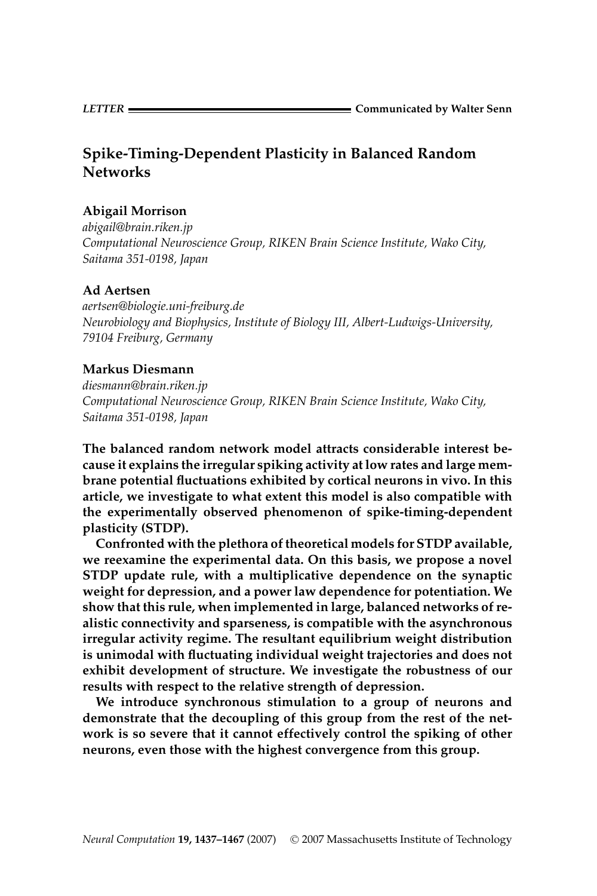LETTER — Communicated by Walter Senn

# Spike-Timing-Dependent Plasticity in Balanced Random Networks

**Abigail Morrison**
*abigail@brain.riken.jp*
*Computational Neuroscience Group, RIKEN Brain Science Institute, Wako City, Saitama 351-0198, Japan*

**Ad Aertsen**
*aertsen@biologie.uni-freiburg.de*
*Neurobiology and Biophysics, Institute of Biology III, Albert-Ludwigs-University, 79104 Freiburg, Germany*

**Markus Diesmann**
*diesmann@brain.riken.jp*
*Computational Neuroscience Group, RIKEN Brain Science Institute, Wako City, Saitama 351-0198, Japan*

**The balanced random network model attracts considerable interest because it explains the irregular spiking activity at low rates and large membrane potential fluctuations exhibited by cortical neurons in vivo. In this article, we investigate to what extent this model is also compatible with the experimentally observed phenomenon of spike-timing-dependent plasticity (STDP).**

**Confronted with the plethora of theoretical models for STDP available, we reexamine the experimental data. On this basis, we propose a novel STDP update rule, with a multiplicative dependence on the synaptic weight for depression, and a power law dependence for potentiation. We show that this rule, when implemented in large, balanced networks of realistic connectivity and sparseness, is compatible with the asynchronous irregular activity regime. The resultant equilibrium weight distribution is unimodal with fluctuating individual weight trajectories and does not exhibit development of structure. We investigate the robustness of our results with respect to the relative strength of depression.**

**We introduce synchronous stimulation to a group of neurons and demonstrate that the decoupling of this group from the rest of the network is so severe that it cannot effectively control the spiking of other neurons, even those with the highest convergence from this group.**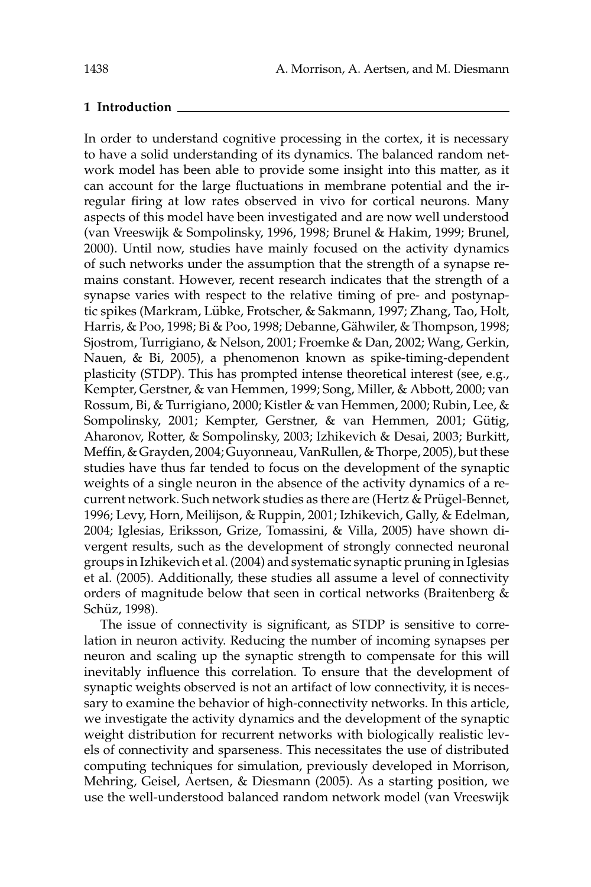## 1 Introduction

In order to understand cognitive processing in the cortex, it is necessary to have a solid understanding of its dynamics. The balanced random network model has been able to provide some insight into this matter, as it can account for the large fluctuations in membrane potential and the irregular firing at low rates observed in vivo for cortical neurons. Many aspects of this model have been investigated and are now well understood (van Vreeswijk & Sompolinsky, 1996, 1998; Brunel & Hakim, 1999; Brunel, 2000). Until now, studies have mainly focused on the activity dynamics of such networks under the assumption that the strength of a synapse remains constant. However, recent research indicates that the strength of a synapse varies with respect to the relative timing of pre- and postsynaptic spikes (Markram, Lübke, Frotscher, & Sakmann, 1997; Zhang, Tao, Holt, Harris, & Poo, 1998; Bi & Poo, 1998; Debanne, Gähwiler, & Thompson, 1998; Sjostrom, Turrigiano, & Nelson, 2001; Froemke & Dan, 2002; Wang, Gerkin, Nauen, & Bi, 2005), a phenomenon known as spike-timing-dependent plasticity (STDP). This has prompted intense theoretical interest (see, e.g., Kempter, Gerstner, & van Hemmen, 1999; Song, Miller, & Abbott, 2000; van Rossum, Bi, & Turrigiano, 2000; Kistler & van Hemmen, 2000; Rubin, Lee, & Sompolinsky, 2001; Kempter, Gerstner, & van Hemmen, 2001; Gütig, Aharonov, Rotter, & Sompolinsky, 2003; Izhikevich & Desai, 2003; Burkitt, Meffin, & Grayden, 2004; Guyonneau, VanRullen, & Thorpe, 2005), but these studies have thus far tended to focus on the development of the synaptic weights of a single neuron in the absence of the activity dynamics of a recurrent network. Such network studies as there are (Hertz & Prügel-Bennet, 1996; Levy, Horn, Meilijson, & Ruppin, 2001; Izhikevich, Gally, & Edelman, 2004; Iglesias, Eriksson, Grize, Tomassini, & Villa, 2005) have shown divergent results, such as the development of strongly connected neuronal groups in Izhikevich et al. (2004) and systematic synaptic pruning in Iglesias et al. (2005). Additionally, these studies all assume a level of connectivity orders of magnitude below that seen in cortical networks (Braitenberg & Schüz, 1998).

The issue of connectivity is significant, as STDP is sensitive to correlation in neuron activity. Reducing the number of incoming synapses per neuron and scaling up the synaptic strength to compensate for this will inevitably influence this correlation. To ensure that the development of synaptic weights observed is not an artifact of low connectivity, it is necessary to examine the behavior of high-connectivity networks. In this article, we investigate the activity dynamics and the development of the synaptic weight distribution for recurrent networks with biologically realistic levels of connectivity and sparseness. This necessitates the use of distributed computing techniques for simulation, previously developed in Morrison, Mehring, Geisel, Aertsen, & Diesmann (2005). As a starting position, we use the well-understood balanced random network model (van Vreeswijk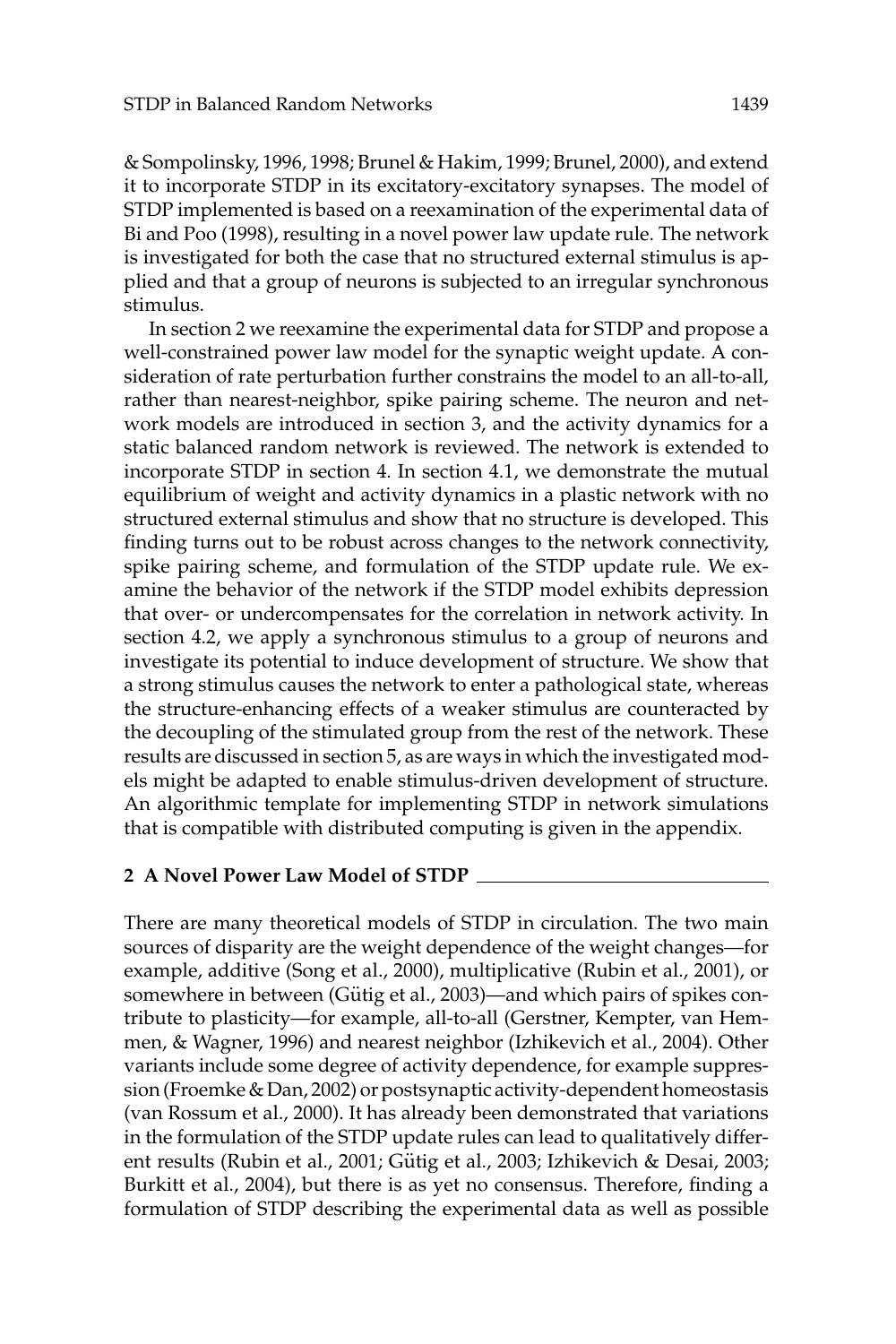& Sompolinsky, 1996, 1998; Brunel & Hakim, 1999; Brunel, 2000), and extend it to incorporate STDP in its excitatory-excitatory synapses. The model of STDP implemented is based on a reexamination of the experimental data of Bi and Poo (1998), resulting in a novel power law update rule. The network is investigated for both the case that no structured external stimulus is applied and that a group of neurons is subjected to an irregular synchronous stimulus.

In section 2 we reexamine the experimental data for STDP and propose a well-constrained power law model for the synaptic weight update. A consideration of rate perturbation further constrains the model to an all-to-all, rather than nearest-neighbor, spike pairing scheme. The neuron and network models are introduced in section 3, and the activity dynamics for a static balanced random network is reviewed. The network is extended to incorporate STDP in section 4. In section 4.1, we demonstrate the mutual equilibrium of weight and activity dynamics in a plastic network with no structured external stimulus and show that no structure is developed. This finding turns out to be robust across changes to the network connectivity, spike pairing scheme, and formulation of the STDP update rule. We examine the behavior of the network if the STDP model exhibits depression that over- or undercompensates for the correlation in network activity. In section 4.2, we apply a synchronous stimulus to a group of neurons and investigate its potential to induce development of structure. We show that a strong stimulus causes the network to enter a pathological state, whereas the structure-enhancing effects of a weaker stimulus are counteracted by the decoupling of the stimulated group from the rest of the network. These results are discussed in section 5, as are ways in which the investigated models might be adapted to enable stimulus-driven development of structure. An algorithmic template for implementing STDP in network simulations that is compatible with distributed computing is given in the appendix.

## 2 A Novel Power Law Model of STDP

There are many theoretical models of STDP in circulation. The two main sources of disparity are the weight dependence of the weight changes—for example, additive (Song et al., 2000), multiplicative (Rubin et al., 2001), or somewhere in between (Gütig et al., 2003)—and which pairs of spikes contribute to plasticity—for example, all-to-all (Gerstner, Kempter, van Hemmen, & Wagner, 1996) and nearest neighbor (Izhikevich et al., 2004). Other variants include some degree of activity dependence, for example suppression (Froemke & Dan, 2002) or postsynaptic activity-dependent homeostasis (van Rossum et al., 2000). It has already been demonstrated that variations in the formulation of the STDP update rules can lead to qualitatively different results (Rubin et al., 2001; Gütig et al., 2003; Izhikevich & Desai, 2003; Burkitt et al., 2004), but there is as yet no consensus. Therefore, finding a formulation of STDP describing the experimental data as well as possible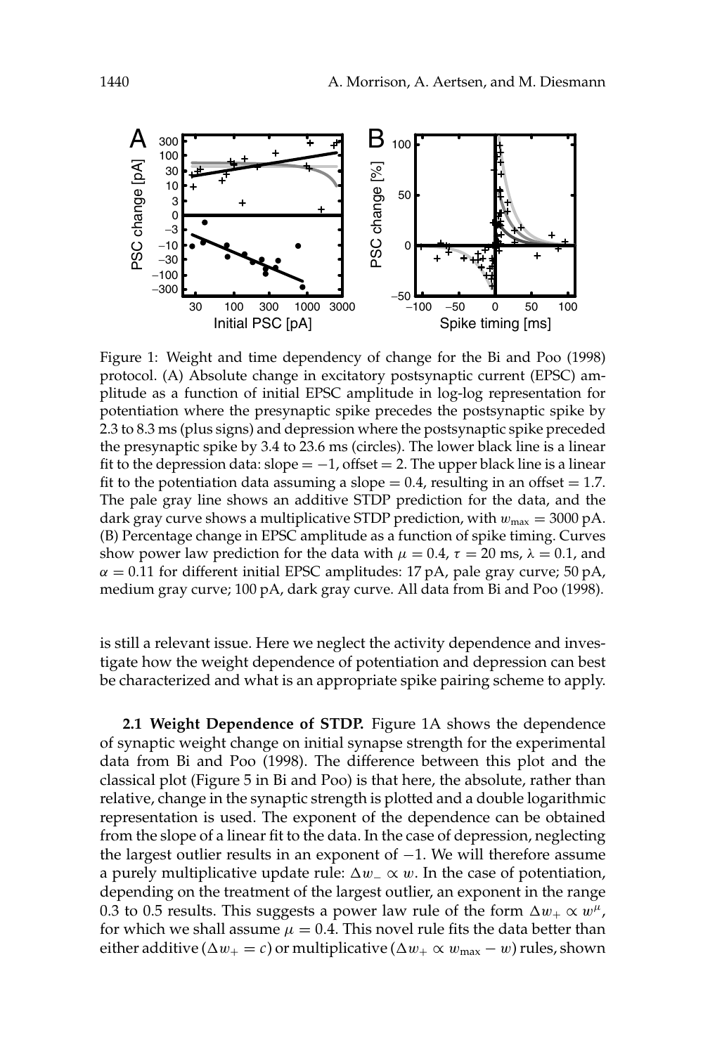Figure 1: Weight and time dependency of change for the Bi and Poo (1998) protocol. (A) Absolute change in excitatory postsynaptic current (EPSC) amplitude as a function of initial EPSC amplitude in log-log representation for potentiation where the presynaptic spike precedes the postsynaptic spike by 2.3 to 8.3 ms (plus signs) and depression where the postsynaptic spike preceded the presynaptic spike by 3.4 to 23.6 ms (circles). The lower black line is a linear fit to the depression data: slope = −1, offset = 2. The upper black line is a linear fit to the potentiation data assuming a slope = 0.4, resulting in an offset = 1.7. The pale gray line shows an additive STDP prediction for the data, and the dark gray curve shows a multiplicative STDP prediction, with $w_{\max} = 3000$ pA. (B) Percentage change in EPSC amplitude as a function of spike timing. Curves show power law prediction for the data with $\mu = 0.4$, $\tau = 20$ ms, $\lambda = 0.1$, and $\alpha = 0.11$ for different initial EPSC amplitudes: 17 pA, pale gray curve; 50 pA, medium gray curve; 100 pA, dark gray curve. All data from Bi and Poo (1998).

is still a relevant issue. Here we neglect the activity dependence and investigate how the weight dependence of potentiation and depression can best be characterized and what is an appropriate spike pairing scheme to apply.

**2.1 Weight Dependence of STDP.** Figure 1A shows the dependence of synaptic weight change on initial synapse strength for the experimental data from Bi and Poo (1998). The difference between this plot and the classical plot (Figure 5 in Bi and Poo) is that here, the absolute, rather than relative, change in the synaptic strength is plotted and a double logarithmic representation is used. The exponent of the dependence can be obtained from the slope of a linear fit to the data. In the case of depression, neglecting the largest outlier results in an exponent of −1. We will therefore assume a purely multiplicative update rule: $\Delta w_{-} \propto w$. In the case of potentiation, depending on the treatment of the largest outlier, an exponent in the range 0.3 to 0.5 results. This suggests a power law rule of the form $\Delta w_{+} \propto w^{\mu}$, for which we shall assume $\mu = 0.4$. This novel rule fits the data better than either additive ($\Delta w_{+} = c$) or multiplicative ($\Delta w_{+} \propto w_{\max} - w$) rules, shown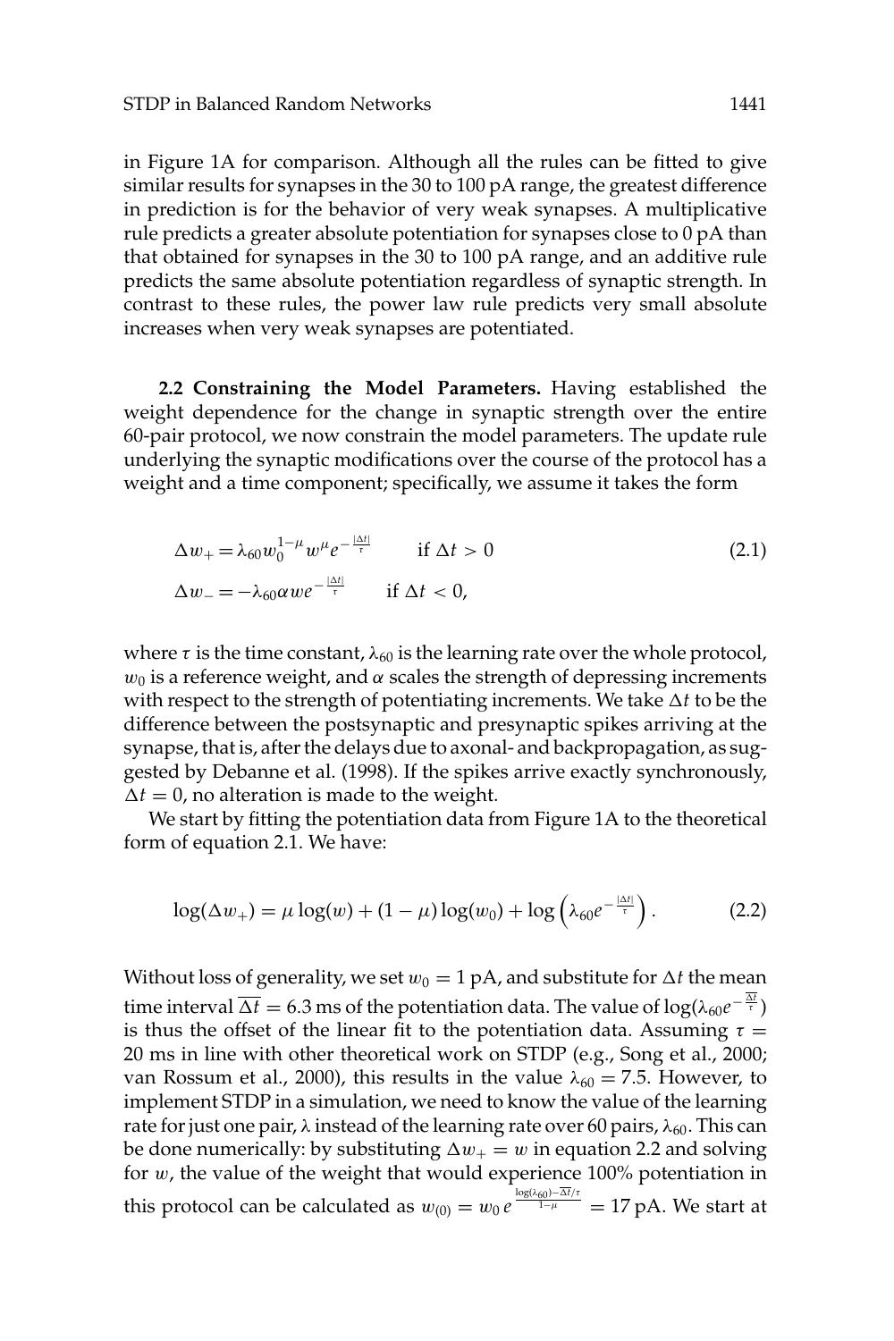in Figure 1A for comparison. Although all the rules can be fitted to give similar results for synapses in the 30 to 100 pA range, the greatest difference in prediction is for the behavior of very weak synapses. A multiplicative rule predicts a greater absolute potentiation for synapses close to 0 pA than that obtained for synapses in the 30 to 100 pA range, and an additive rule predicts the same absolute potentiation regardless of synaptic strength. In contrast to these rules, the power law rule predicts very small absolute increases when very weak synapses are potentiated.

### 2.2 Constraining the Model Parameters.

Having established the weight dependence for the change in synaptic strength over the entire 60-pair protocol, we now constrain the model parameters. The update rule underlying the synaptic modifications over the course of the protocol has a weight and a time component; specifically, we assume it takes the form

$$
\begin{aligned}
\Delta w_+ &= \lambda_{60} w_0^{1-\mu} w^{\mu} e^{-\frac{|\Delta t|}{\tau}} \qquad \text{if } \Delta t > 0 \\
\Delta w_- &= -\lambda_{60} \alpha w e^{-\frac{|\Delta t|}{\tau}} \qquad \text{if } \Delta t < 0,
\end{aligned}
\tag{2.1}
$$

where $\tau$ is the time constant, $\lambda_{60}$ is the learning rate over the whole protocol, $w_0$ is a reference weight, and $\alpha$ scales the strength of depressing increments with respect to the strength of potentiating increments. We take $\Delta t$ to be the difference between the postsynaptic and presynaptic spikes arriving at the synapse, that is, after the delays due to axonal- and backpropagation, as suggested by Debanne et al. (1998). If the spikes arrive exactly synchronously, $\Delta t = 0$, no alteration is made to the weight.

We start by fitting the potentiation data from Figure 1A to the theoretical form of equation 2.1. We have:

$$
\log(\Delta w_+) = \mu \log(w) + (1-\mu)\log(w_0) + \log\left(\lambda_{60} e^{-\frac{|\Delta t|}{\tau}}\right). \tag{2.2}
$$

Without loss of generality, we set $w_0 = 1$ pA, and substitute for $\Delta t$ the mean time interval $\overline{\Delta t} = 6.3$ ms of the potentiation data. The value of $\log(\lambda_{60} e^{-\frac{\overline{\Delta t}}{\tau}})$ is thus the offset of the linear fit to the potentiation data. Assuming $\tau = 20$ ms in line with other theoretical work on STDP (e.g., Song et al., 2000; van Rossum et al., 2000), this results in the value $\lambda_{60} = 7.5$. However, to implement STDP in a simulation, we need to know the value of the learning rate for just one pair, $\lambda$ instead of the learning rate over 60 pairs, $\lambda_{60}$. This can be done numerically: by substituting $\Delta w_+ = w$ in equation 2.2 and solving for $w$, the value of the weight that would experience 100% potentiation in this protocol can be calculated as $w_{(0)} = w_0 \, e^{\frac{\log(\lambda_{60}) - \overline{\Delta t}/\tau}{1-\mu}} = 17$ pA. We start at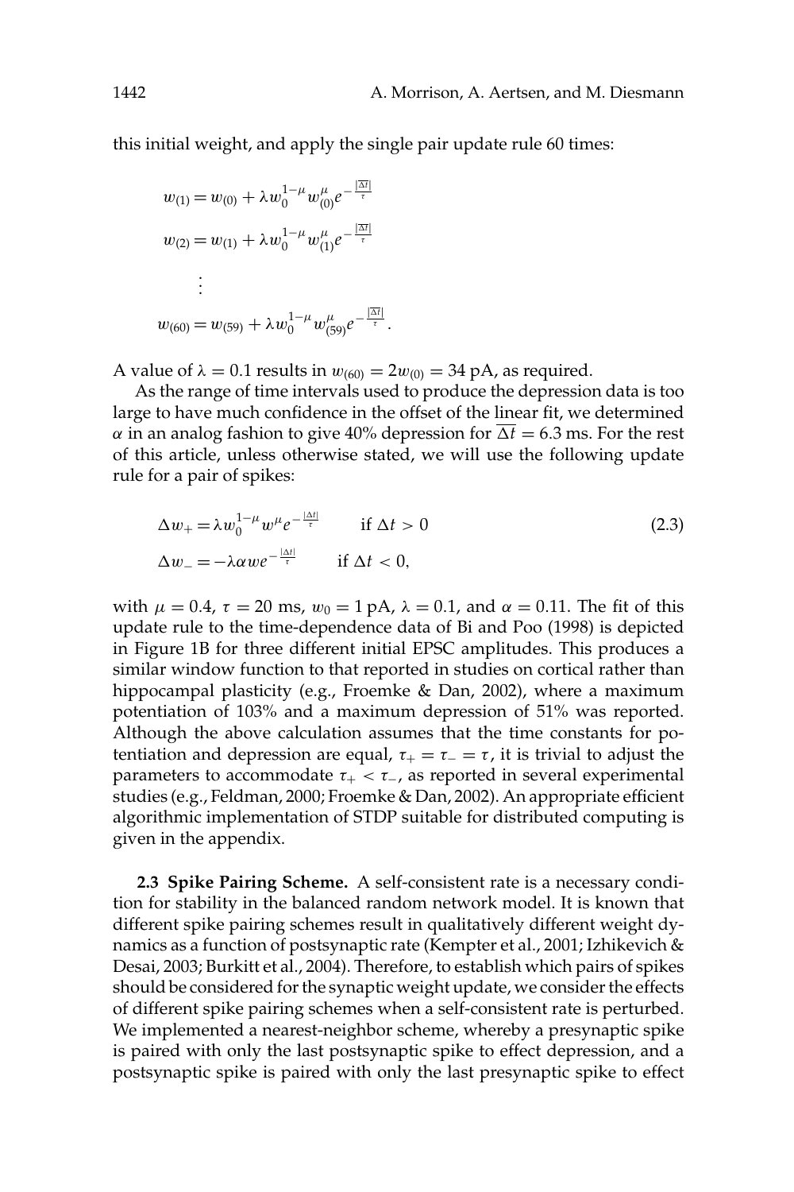this initial weight, and apply the single pair update rule 60 times:

$$
\begin{aligned}
w_{(1)} &= w_{(0)} + \lambda w_0^{1-\mu} w_{(0)}^{\mu} e^{-\frac{|\overline{\Delta t}|}{\tau}} \\
w_{(2)} &= w_{(1)} + \lambda w_0^{1-\mu} w_{(1)}^{\mu} e^{-\frac{|\overline{\Delta t}|}{\tau}} \\
&\vdots \\
w_{(60)} &= w_{(59)} + \lambda w_0^{1-\mu} w_{(59)}^{\mu} e^{-\frac{|\overline{\Delta t}|}{\tau}}.
\end{aligned}
$$

A value of $\lambda = 0.1$ results in $w_{(60)} = 2w_{(0)} = 34$ pA, as required.

As the range of time intervals used to produce the depression data is too large to have much confidence in the offset of the linear fit, we determined $\alpha$ in an analog fashion to give 40% depression for $\overline{\Delta t} = 6.3$ ms. For the rest of this article, unless otherwise stated, we will use the following update rule for a pair of spikes:

$$
\begin{aligned}
\Delta w_{+} &= \lambda w_0^{1-\mu} w^{\mu} e^{-\frac{|\Delta t|}{\tau}} \qquad \text{if } \Delta t > 0 \\
\Delta w_{-} &= -\lambda \alpha w e^{-\frac{|\Delta t|}{\tau}} \qquad \text{if } \Delta t < 0,
\end{aligned}
\tag{2.3}
$$

with $\mu = 0.4$, $\tau = 20$ ms, $w_0 = 1$ pA, $\lambda = 0.1$, and $\alpha = 0.11$. The fit of this update rule to the time-dependence data of Bi and Poo (1998) is depicted in Figure 1B for three different initial EPSC amplitudes. This produces a similar window function to that reported in studies on cortical rather than hippocampal plasticity (e.g., Froemke & Dan, 2002), where a maximum potentiation of 103% and a maximum depression of 51% was reported. Although the above calculation assumes that the time constants for potentiation and depression are equal, $\tau_{+} = \tau_{-} = \tau$, it is trivial to adjust the parameters to accommodate $\tau_{+} < \tau_{-}$, as reported in several experimental studies (e.g., Feldman, 2000; Froemke & Dan, 2002). An appropriate efficient algorithmic implementation of STDP suitable for distributed computing is given in the appendix.

**2.3 Spike Pairing Scheme.** A self-consistent rate is a necessary condition for stability in the balanced random network model. It is known that different spike pairing schemes result in qualitatively different weight dynamics as a function of postsynaptic rate (Kempter et al., 2001; Izhikevich & Desai, 2003; Burkitt et al., 2004). Therefore, to establish which pairs of spikes should be considered for the synaptic weight update, we consider the effects of different spike pairing schemes when a self-consistent rate is perturbed. We implemented a nearest-neighbor scheme, whereby a presynaptic spike is paired with only the last postsynaptic spike to effect depression, and a postsynaptic spike is paired with only the last presynaptic spike to effect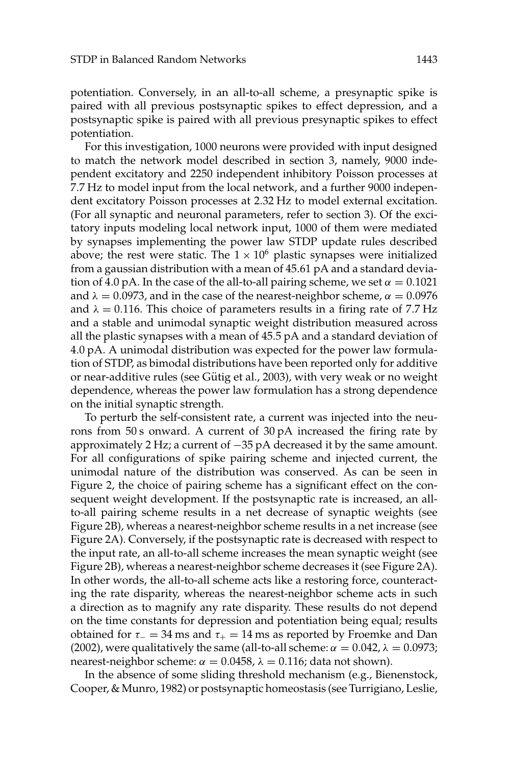potentiation. Conversely, in an all-to-all scheme, a presynaptic spike is paired with all previous postsynaptic spikes to effect depression, and a postsynaptic spike is paired with all previous presynaptic spikes to effect potentiation.

For this investigation, 1000 neurons were provided with input designed to match the network model described in section 3, namely, 9000 independent excitatory and 2250 independent inhibitory Poisson processes at 7.7 Hz to model input from the local network, and a further 9000 independent excitatory Poisson processes at 2.32 Hz to model external excitation. (For all synaptic and neuronal parameters, refer to section 3). Of the excitatory inputs modeling local network input, 1000 of them were mediated by synapses implementing the power law STDP update rules described above; the rest were static. The $1 \times 10^6$ plastic synapses were initialized from a gaussian distribution with a mean of 45.61 pA and a standard deviation of 4.0 pA. In the case of the all-to-all pairing scheme, we set $\alpha = 0.1021$ and $\lambda = 0.0973$, and in the case of the nearest-neighbor scheme, $\alpha = 0.0976$ and $\lambda = 0.116$. This choice of parameters results in a firing rate of 7.7 Hz and a stable and unimodal synaptic weight distribution measured across all the plastic synapses with a mean of 45.5 pA and a standard deviation of 4.0 pA. A unimodal distribution was expected for the power law formulation of STDP, as bimodal distributions have been reported only for additive or near-additive rules (see Gütig et al., 2003), with very weak or no weight dependence, whereas the power law formulation has a strong dependence on the initial synaptic strength.

To perturb the self-consistent rate, a current was injected into the neurons from 50 s onward. A current of 30 pA increased the firing rate by approximately 2 Hz; a current of −35 pA decreased it by the same amount. For all configurations of spike pairing scheme and injected current, the unimodal nature of the distribution was conserved. As can be seen in Figure 2, the choice of pairing scheme has a significant effect on the consequent weight development. If the postsynaptic rate is increased, an all-to-all pairing scheme results in a net decrease of synaptic weights (see Figure 2B), whereas a nearest-neighbor scheme results in a net increase (see Figure 2A). Conversely, if the postsynaptic rate is decreased with respect to the input rate, an all-to-all scheme increases the mean synaptic weight (see Figure 2B), whereas a nearest-neighbor scheme decreases it (see Figure 2A). In other words, the all-to-all scheme acts like a restoring force, counteracting the rate disparity, whereas the nearest-neighbor scheme acts in such a direction as to magnify any rate disparity. These results do not depend on the time constants for depression and potentiation being equal; results obtained for $\tau_{-} = 34$ ms and $\tau_{+} = 14$ ms as reported by Froemke and Dan (2002), were qualitatively the same (all-to-all scheme: $\alpha = 0.042$, $\lambda = 0.0973$; nearest-neighbor scheme: $\alpha = 0.0458$, $\lambda = 0.116$; data not shown).

In the absence of some sliding threshold mechanism (e.g., Bienenstock, Cooper, & Munro, 1982) or postsynaptic homeostasis (see Turrigiano, Leslie,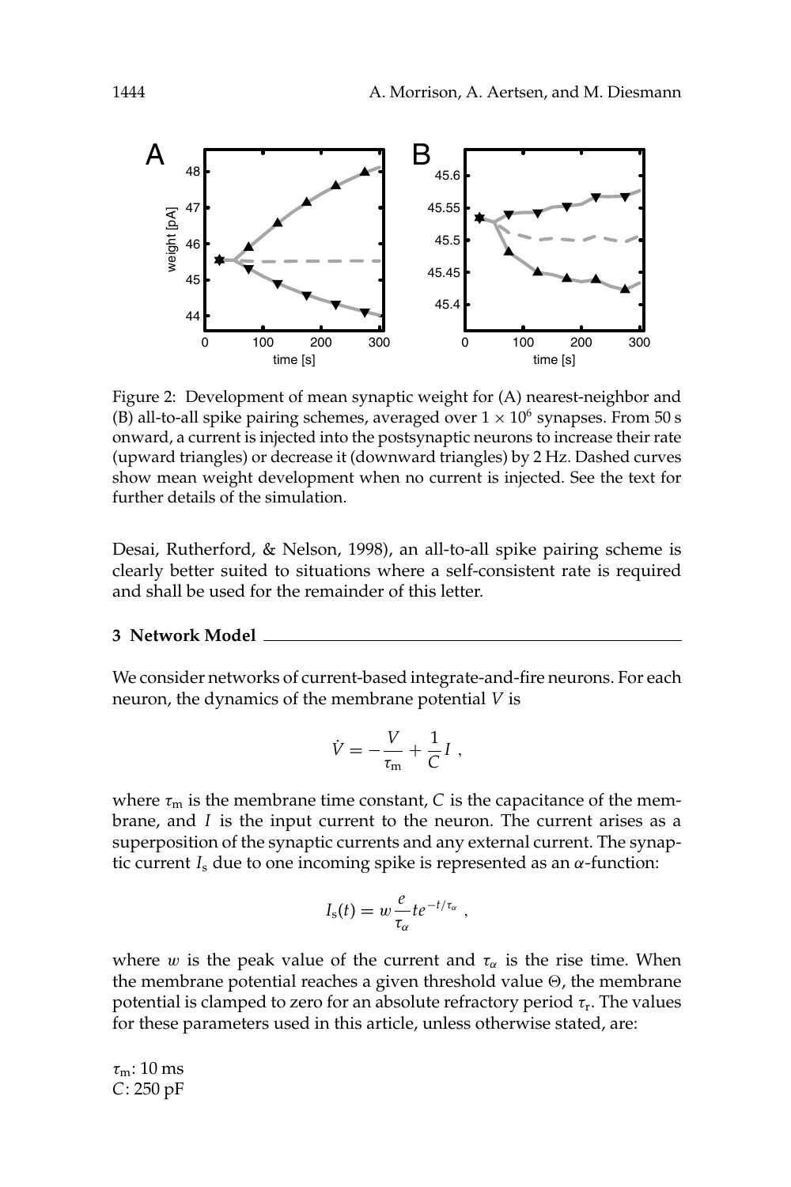Figure 2: Development of mean synaptic weight for (A) nearest-neighbor and (B) all-to-all spike pairing schemes, averaged over $1 \times 10^6$ synapses. From 50 s onward, a current is injected into the postsynaptic neurons to increase their rate (upward triangles) or decrease it (downward triangles) by 2 Hz. Dashed curves show mean weight development when no current is injected. See the text for further details of the simulation.

Desai, Rutherford, & Nelson, 1998), an all-to-all spike pairing scheme is clearly better suited to situations where a self-consistent rate is required and shall be used for the remainder of this letter.

## 3 Network Model

We consider networks of current-based integrate-and-fire neurons. For each neuron, the dynamics of the membrane potential $V$ is

$$\dot{V} = -\frac{V}{\tau_m} + \frac{1}{C} I \ ,$$

where $\tau_m$ is the membrane time constant, $C$ is the capacitance of the membrane, and $I$ is the input current to the neuron. The current arises as a superposition of the synaptic currents and any external current. The synaptic current $I_s$ due to one incoming spike is represented as an $\alpha$-function:

$$I_s(t) = w \frac{e}{\tau_\alpha} t e^{-t/\tau_\alpha} \ ,$$

where $w$ is the peak value of the current and $\tau_\alpha$ is the rise time. When the membrane potential reaches a given threshold value $\Theta$, the membrane potential is clamped to zero for an absolute refractory period $\tau_r$. The values for these parameters used in this article, unless otherwise stated, are:

$\tau_m$: 10 ms
$C$: 250 pF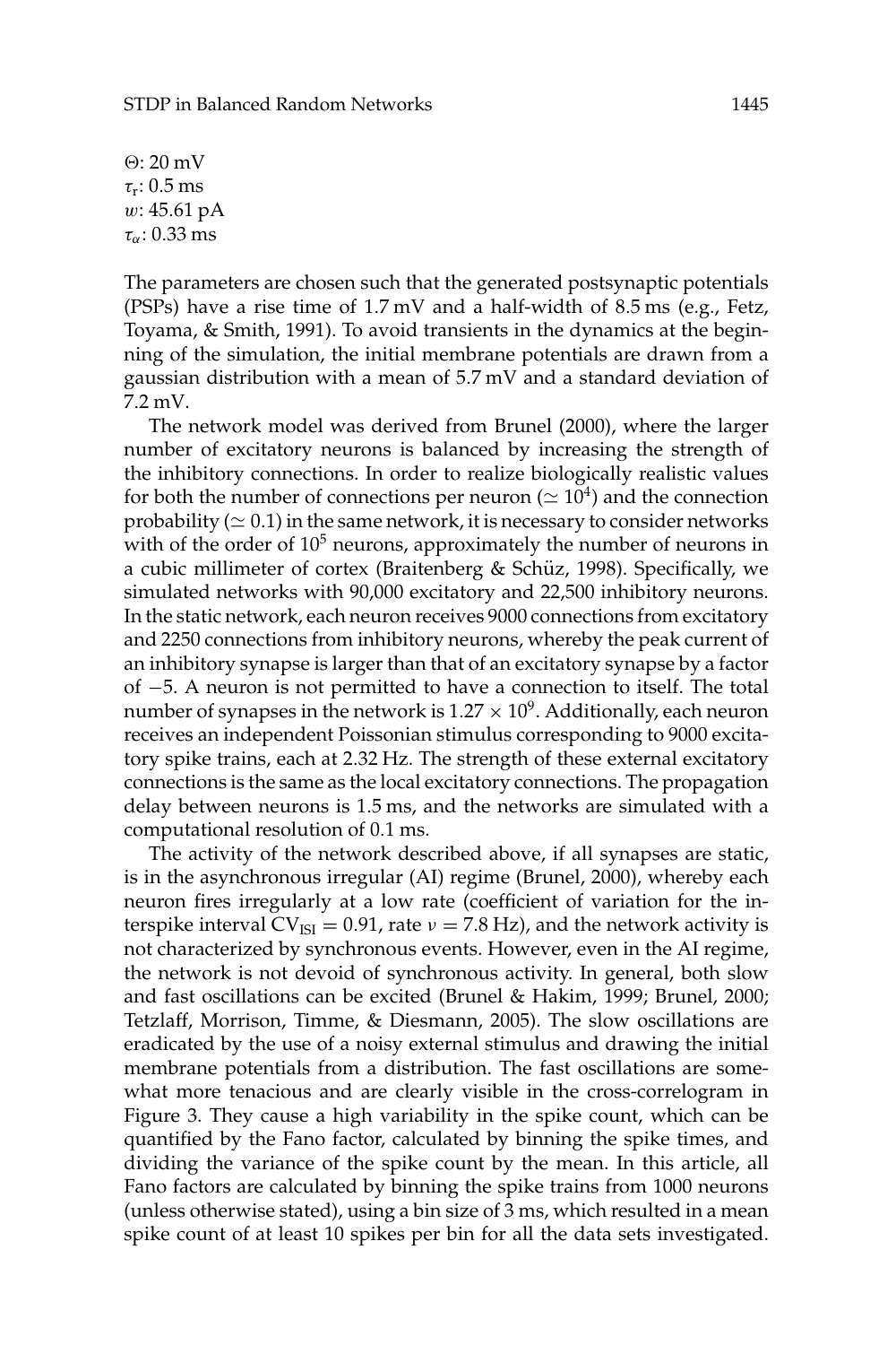$\Theta$: 20 mV
$\tau_r$: 0.5 ms
$w$: 45.61 pA
$\tau_\alpha$: 0.33 ms

The parameters are chosen such that the generated postsynaptic potentials (PSPs) have a rise time of 1.7 mV and a half-width of 8.5 ms (e.g., Fetz, Toyama, & Smith, 1991). To avoid transients in the dynamics at the beginning of the simulation, the initial membrane potentials are drawn from a gaussian distribution with a mean of 5.7 mV and a standard deviation of 7.2 mV.

The network model was derived from Brunel (2000), where the larger number of excitatory neurons is balanced by increasing the strength of the inhibitory connections. In order to realize biologically realistic values for both the number of connections per neuron ($\simeq 10^4$) and the connection probability ($\simeq 0.1$) in the same network, it is necessary to consider networks with of the order of $10^5$ neurons, approximately the number of neurons in a cubic millimeter of cortex (Braitenberg & Schüz, 1998). Specifically, we simulated networks with 90,000 excitatory and 22,500 inhibitory neurons. In the static network, each neuron receives 9000 connections from excitatory and 2250 connections from inhibitory neurons, whereby the peak current of an inhibitory synapse is larger than that of an excitatory synapse by a factor of $-5$. A neuron is not permitted to have a connection to itself. The total number of synapses in the network is $1.27 \times 10^9$. Additionally, each neuron receives an independent Poissonian stimulus corresponding to 9000 excitatory spike trains, each at 2.32 Hz. The strength of these external excitatory connections is the same as the local excitatory connections. The propagation delay between neurons is 1.5 ms, and the networks are simulated with a computational resolution of 0.1 ms.

The activity of the network described above, if all synapses are static, is in the asynchronous irregular (AI) regime (Brunel, 2000), whereby each neuron fires irregularly at a low rate (coefficient of variation for the interspike interval $\mathrm{CV}_{\mathrm{ISI}} = 0.91$, rate $\nu = 7.8$ Hz), and the network activity is not characterized by synchronous events. However, even in the AI regime, the network is not devoid of synchronous activity. In general, both slow and fast oscillations can be excited (Brunel & Hakim, 1999; Brunel, 2000; Tetzlaff, Morrison, Timme, & Diesmann, 2005). The slow oscillations are eradicated by the use of a noisy external stimulus and drawing the initial membrane potentials from a distribution. The fast oscillations are somewhat more tenacious and are clearly visible in the cross-correlogram in Figure 3. They cause a high variability in the spike count, which can be quantified by the Fano factor, calculated by binning the spike times, and dividing the variance of the spike count by the mean. In this article, all Fano factors are calculated by binning the spike trains from 1000 neurons (unless otherwise stated), using a bin size of 3 ms, which resulted in a mean spike count of at least 10 spikes per bin for all the data sets investigated.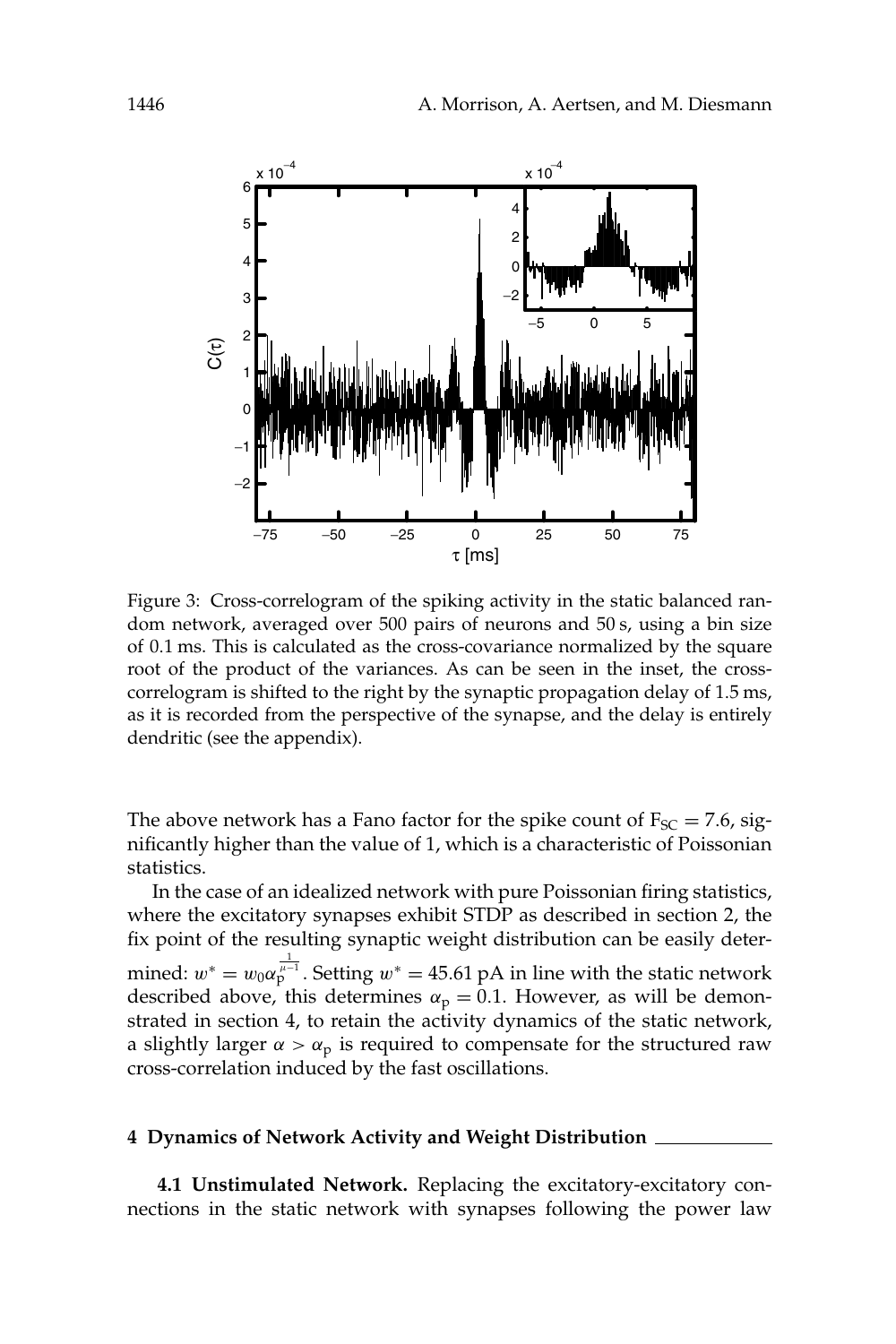Figure 3: Cross-correlogram of the spiking activity in the static balanced random network, averaged over 500 pairs of neurons and 50 s, using a bin size of 0.1 ms. This is calculated as the cross-covariance normalized by the square root of the product of the variances. As can be seen in the inset, the cross-correlogram is shifted to the right by the synaptic propagation delay of 1.5 ms, as it is recorded from the perspective of the synapse, and the delay is entirely dendritic (see the appendix).

The above network has a Fano factor for the spike count of $F_{SC} = 7.6$, significantly higher than the value of 1, which is a characteristic of Poissonian statistics.

In the case of an idealized network with pure Poissonian firing statistics, where the excitatory synapses exhibit STDP as described in section 2, the fix point of the resulting synaptic weight distribution can be easily determined: $w^* = w_0 \alpha_p^{\frac{1}{\mu-1}}$. Setting $w^* = 45.61$ pA in line with the static network described above, this determines $\alpha_p = 0.1$. However, as will be demonstrated in section 4, to retain the activity dynamics of the static network, a slightly larger $\alpha > \alpha_p$ is required to compensate for the structured raw cross-correlation induced by the fast oscillations.

## 4 Dynamics of Network Activity and Weight Distribution

**4.1 Unstimulated Network.** Replacing the excitatory-excitatory connections in the static network with synapses following the power law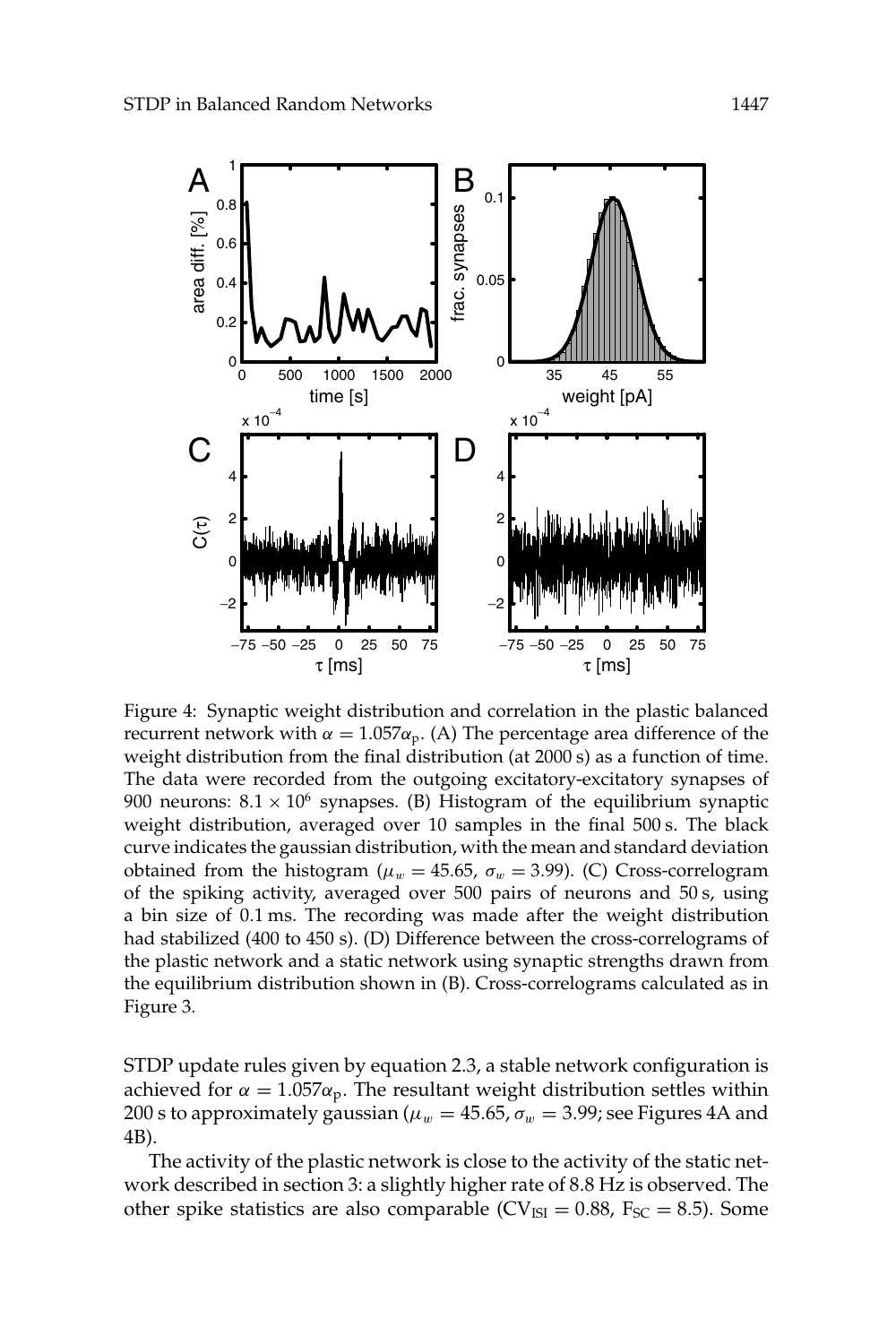Figure 4: Synaptic weight distribution and correlation in the plastic balanced recurrent network with $\alpha = 1.057\alpha_p$. (A) The percentage area difference of the weight distribution from the final distribution (at 2000 s) as a function of time. The data were recorded from the outgoing excitatory-excitatory synapses of 900 neurons: $8.1 \times 10^6$ synapses. (B) Histogram of the equilibrium synaptic weight distribution, averaged over 10 samples in the final 500 s. The black curve indicates the gaussian distribution, with the mean and standard deviation obtained from the histogram ($\mu_w = 45.65$, $\sigma_w = 3.99$). (C) Cross-correlogram of the spiking activity, averaged over 500 pairs of neurons and 50 s, using a bin size of 0.1 ms. The recording was made after the weight distribution had stabilized (400 to 450 s). (D) Difference between the cross-correlograms of the plastic network and a static network using synaptic strengths drawn from the equilibrium distribution shown in (B). Cross-correlograms calculated as in Figure 3.

STDP update rules given by equation 2.3, a stable network configuration is achieved for $\alpha = 1.057\alpha_p$. The resultant weight distribution settles within 200 s to approximately gaussian ($\mu_w = 45.65$, $\sigma_w = 3.99$; see Figures 4A and 4B).

The activity of the plastic network is close to the activity of the static network described in section 3: a slightly higher rate of 8.8 Hz is observed. The other spike statistics are also comparable ($\mathrm{CV}_{\mathrm{ISI}} = 0.88$, $\mathrm{F}_{\mathrm{SC}} = 8.5$). Some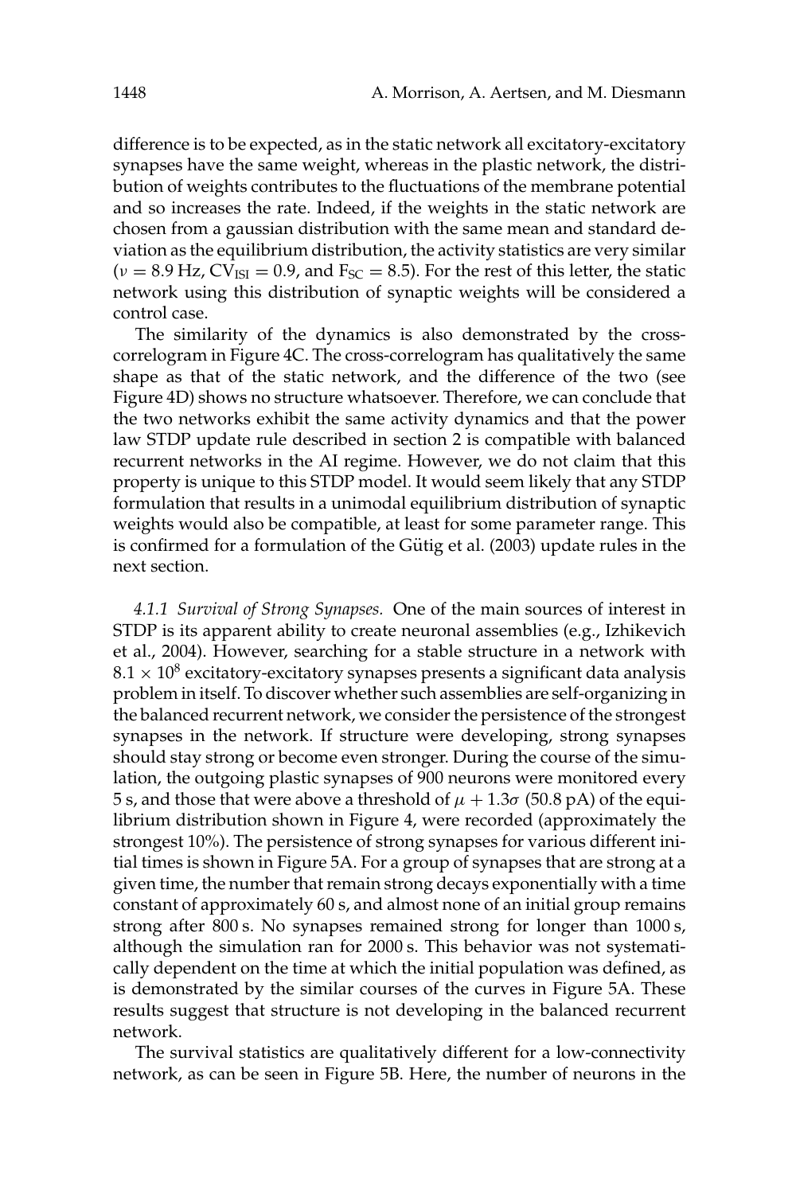difference is to be expected, as in the static network all excitatory-excitatory synapses have the same weight, whereas in the plastic network, the distribution of weights contributes to the fluctuations of the membrane potential and so increases the rate. Indeed, if the weights in the static network are chosen from a gaussian distribution with the same mean and standard deviation as the equilibrium distribution, the activity statistics are very similar ($\nu = 8.9$ Hz, $\mathrm{CV_{ISI}} = 0.9$, and $\mathrm{F_{SC}} = 8.5$). For the rest of this letter, the static network using this distribution of synaptic weights will be considered a control case.

The similarity of the dynamics is also demonstrated by the cross-correlogram in Figure 4C. The cross-correlogram has qualitatively the same shape as that of the static network, and the difference of the two (see Figure 4D) shows no structure whatsoever. Therefore, we can conclude that the two networks exhibit the same activity dynamics and that the power law STDP update rule described in section 2 is compatible with balanced recurrent networks in the AI regime. However, we do not claim that this property is unique to this STDP model. It would seem likely that any STDP formulation that results in a unimodal equilibrium distribution of synaptic weights would also be compatible, at least for some parameter range. This is confirmed for a formulation of the Gütig et al. (2003) update rules in the next section.

*4.1.1 Survival of Strong Synapses.* One of the main sources of interest in STDP is its apparent ability to create neuronal assemblies (e.g., Izhikevich et al., 2004). However, searching for a stable structure in a network with $8.1 \times 10^8$ excitatory-excitatory synapses presents a significant data analysis problem in itself. To discover whether such assemblies are self-organizing in the balanced recurrent network, we consider the persistence of the strongest synapses in the network. If structure were developing, strong synapses should stay strong or become even stronger. During the course of the simulation, the outgoing plastic synapses of 900 neurons were monitored every 5 s, and those that were above a threshold of $\mu + 1.3\sigma$ (50.8 pA) of the equilibrium distribution shown in Figure 4, were recorded (approximately the strongest 10%). The persistence of strong synapses for various different initial times is shown in Figure 5A. For a group of synapses that are strong at a given time, the number that remain strong decays exponentially with a time constant of approximately 60 s, and almost none of an initial group remains strong after 800 s. No synapses remained strong for longer than 1000 s, although the simulation ran for 2000 s. This behavior was not systematically dependent on the time at which the initial population was defined, as is demonstrated by the similar courses of the curves in Figure 5A. These results suggest that structure is not developing in the balanced recurrent network.

The survival statistics are qualitatively different for a low-connectivity network, as can be seen in Figure 5B. Here, the number of neurons in the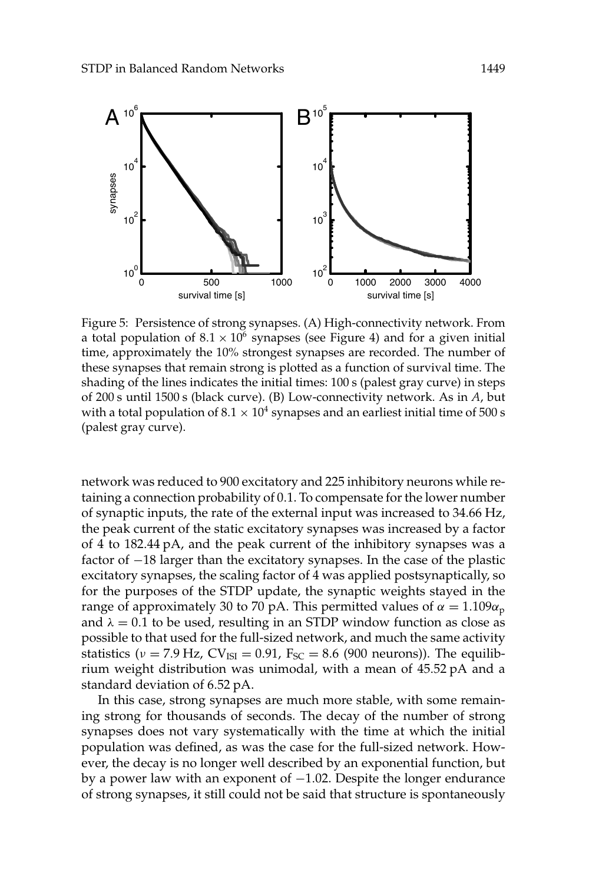Figure 5: Persistence of strong synapses. (A) High-connectivity network. From a total population of $8.1 \times 10^6$ synapses (see Figure 4) and for a given initial time, approximately the 10% strongest synapses are recorded. The number of these synapses that remain strong is plotted as a function of survival time. The shading of the lines indicates the initial times: 100 s (palest gray curve) in steps of 200 s until 1500 s (black curve). (B) Low-connectivity network. As in *A*, but with a total population of $8.1 \times 10^4$ synapses and an earliest initial time of 500 s (palest gray curve).

network was reduced to 900 excitatory and 225 inhibitory neurons while retaining a connection probability of 0.1. To compensate for the lower number of synaptic inputs, the rate of the external input was increased to 34.66 Hz, the peak current of the static excitatory synapses was increased by a factor of 4 to 182.44 pA, and the peak current of the inhibitory synapses was a factor of $-18$ larger than the excitatory synapses. In the case of the plastic excitatory synapses, the scaling factor of 4 was applied postsynaptically, so for the purposes of the STDP update, the synaptic weights stayed in the range of approximately 30 to 70 pA. This permitted values of $\alpha = 1.109\alpha_p$ and $\lambda = 0.1$ to be used, resulting in an STDP window function as close as possible to that used for the full-sized network, and much the same activity statistics ($\nu = 7.9$ Hz, $\mathrm{CV_{ISI}} = 0.91$, $\mathrm{F_{SC}} = 8.6$ (900 neurons)). The equilibrium weight distribution was unimodal, with a mean of 45.52 pA and a standard deviation of 6.52 pA.

In this case, strong synapses are much more stable, with some remaining strong for thousands of seconds. The decay of the number of strong synapses does not vary systematically with the time at which the initial population was defined, as was the case for the full-sized network. However, the decay is no longer well described by an exponential function, but by a power law with an exponent of $-1.02$. Despite the longer endurance of strong synapses, it still could not be said that structure is spontaneously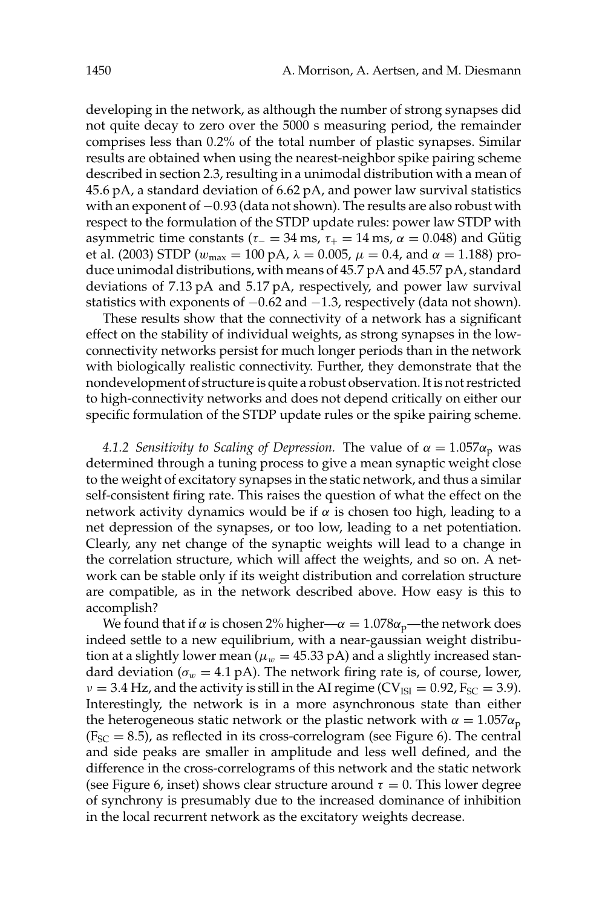developing in the network, as although the number of strong synapses did not quite decay to zero over the 5000 s measuring period, the remainder comprises less than 0.2% of the total number of plastic synapses. Similar results are obtained when using the nearest-neighbor spike pairing scheme described in section 2.3, resulting in a unimodal distribution with a mean of 45.6 pA, a standard deviation of 6.62 pA, and power law survival statistics with an exponent of $-0.93$ (data not shown). The results are also robust with respect to the formulation of the STDP update rules: power law STDP with asymmetric time constants ($\tau_- = 34$ ms, $\tau_+ = 14$ ms, $\alpha = 0.048$) and Gütig et al. (2003) STDP ($w_{\max} = 100$ pA, $\lambda = 0.005$, $\mu = 0.4$, and $\alpha = 1.188$) produce unimodal distributions, with means of 45.7 pA and 45.57 pA, standard deviations of 7.13 pA and 5.17 pA, respectively, and power law survival statistics with exponents of $-0.62$ and $-1.3$, respectively (data not shown).

These results show that the connectivity of a network has a significant effect on the stability of individual weights, as strong synapses in the low-connectivity networks persist for much longer periods than in the network with biologically realistic connectivity. Further, they demonstrate that the nondevelopment of structure is quite a robust observation. It is not restricted to high-connectivity networks and does not depend critically on either our specific formulation of the STDP update rules or the spike pairing scheme.

*4.1.2 Sensitivity to Scaling of Depression.* The value of $\alpha = 1.057\alpha_{\text{p}}$ was determined through a tuning process to give a mean synaptic weight close to the weight of excitatory synapses in the static network, and thus a similar self-consistent firing rate. This raises the question of what the effect on the network activity dynamics would be if $\alpha$ is chosen too high, leading to a net depression of the synapses, or too low, leading to a net potentiation. Clearly, any net change of the synaptic weights will lead to a change in the correlation structure, which will affect the weights, and so on. A network can be stable only if its weight distribution and correlation structure are compatible, as in the network described above. How easy is this to accomplish?

We found that if $\alpha$ is chosen 2% higher—$\alpha = 1.078\alpha_{\text{p}}$—the network does indeed settle to a new equilibrium, with a near-gaussian weight distribution at a slightly lower mean ($\mu_w = 45.33$ pA) and a slightly increased standard deviation ($\sigma_w = 4.1$ pA). The network firing rate is, of course, lower, $\nu = 3.4$ Hz, and the activity is still in the AI regime ($\text{CV}_{\text{ISI}} = 0.92$, $\text{F}_{\text{SC}} = 3.9$). Interestingly, the network is in a more asynchronous state than either the heterogeneous static network or the plastic network with $\alpha = 1.057\alpha_{\text{p}}$ ($\text{F}_{\text{SC}} = 8.5$), as reflected in its cross-correlogram (see Figure 6). The central and side peaks are smaller in amplitude and less well defined, and the difference in the cross-correlograms of this network and the static network (see Figure 6, inset) shows clear structure around $\tau = 0$. This lower degree of synchrony is presumably due to the increased dominance of inhibition in the local recurrent network as the excitatory weights decrease.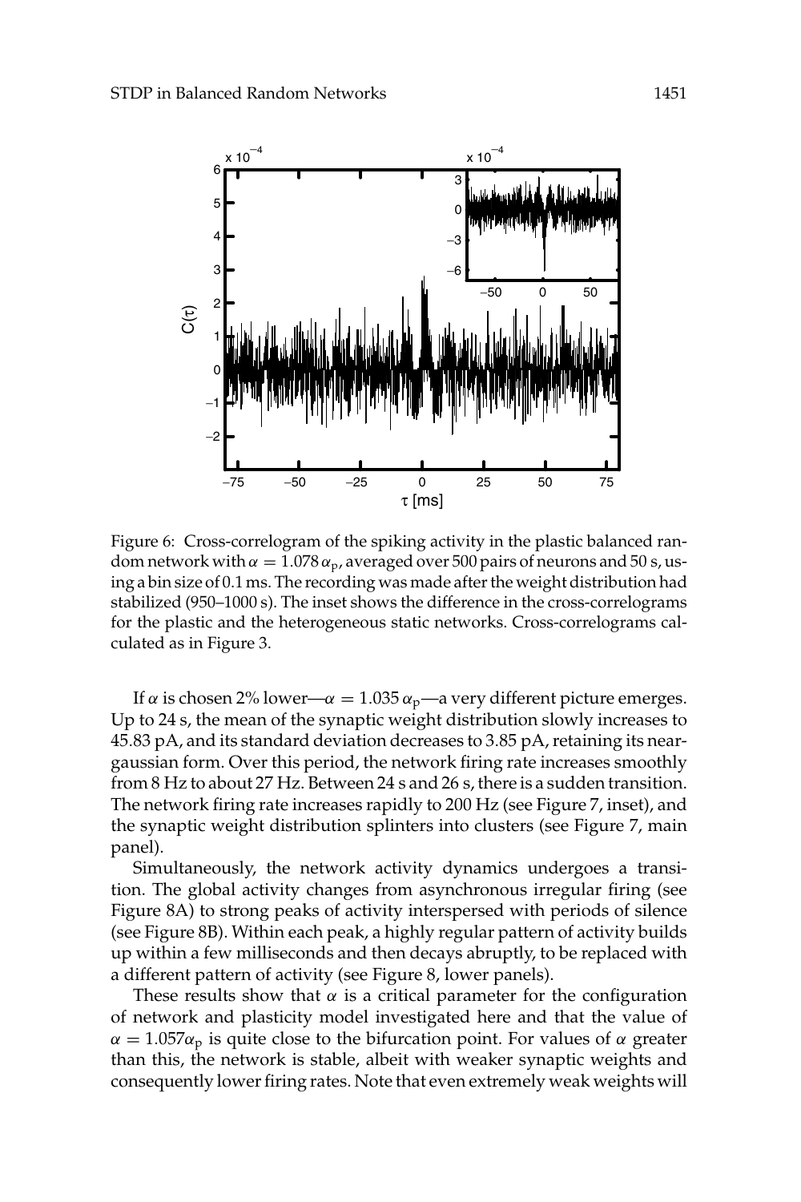Figure 6: Cross-correlogram of the spiking activity in the plastic balanced random network with $\alpha = 1.078\,\alpha_p$, averaged over 500 pairs of neurons and 50 s, using a bin size of 0.1 ms. The recording was made after the weight distribution had stabilized (950–1000 s). The inset shows the difference in the cross-correlograms for the plastic and the heterogeneous static networks. Cross-correlograms calculated as in Figure 3.

If $\alpha$ is chosen 2% lower—$\alpha = 1.035\,\alpha_p$—a very different picture emerges. Up to 24 s, the mean of the synaptic weight distribution slowly increases to 45.83 pA, and its standard deviation decreases to 3.85 pA, retaining its near-gaussian form. Over this period, the network firing rate increases smoothly from 8 Hz to about 27 Hz. Between 24 s and 26 s, there is a sudden transition. The network firing rate increases rapidly to 200 Hz (see Figure 7, inset), and the synaptic weight distribution splinters into clusters (see Figure 7, main panel).

Simultaneously, the network activity dynamics undergoes a transition. The global activity changes from asynchronous irregular firing (see Figure 8A) to strong peaks of activity interspersed with periods of silence (see Figure 8B). Within each peak, a highly regular pattern of activity builds up within a few milliseconds and then decays abruptly, to be replaced with a different pattern of activity (see Figure 8, lower panels).

These results show that $\alpha$ is a critical parameter for the configuration of network and plasticity model investigated here and that the value of $\alpha = 1.057\alpha_p$ is quite close to the bifurcation point. For values of $\alpha$ greater than this, the network is stable, albeit with weaker synaptic weights and consequently lower firing rates. Note that even extremely weak weights will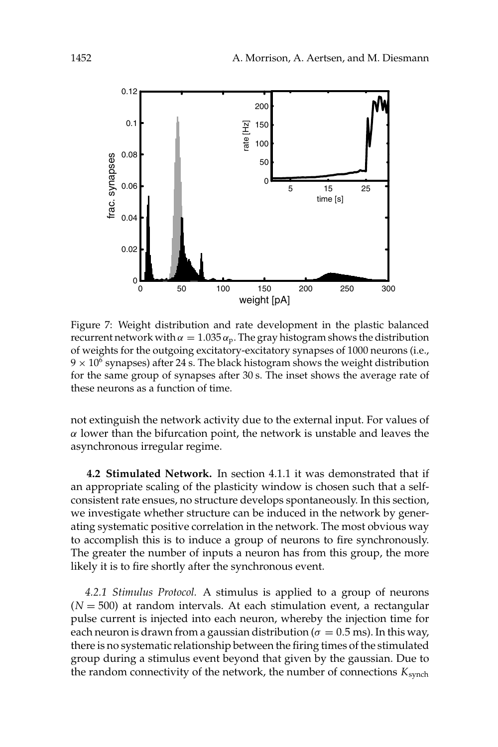Figure 7: Weight distribution and rate development in the plastic balanced recurrent network with $\alpha = 1.035\,\alpha_{\mathrm{p}}$. The gray histogram shows the distribution of weights for the outgoing excitatory-excitatory synapses of 1000 neurons (i.e., $9 \times 10^6$ synapses) after 24 s. The black histogram shows the weight distribution for the same group of synapses after 30 s. The inset shows the average rate of these neurons as a function of time.

not extinguish the network activity due to the external input. For values of $\alpha$ lower than the bifurcation point, the network is unstable and leaves the asynchronous irregular regime.

**4.2 Stimulated Network.** In section 4.1.1 it was demonstrated that if an appropriate scaling of the plasticity window is chosen such that a self-consistent rate ensues, no structure develops spontaneously. In this section, we investigate whether structure can be induced in the network by generating systematic positive correlation in the network. The most obvious way to accomplish this is to induce a group of neurons to fire synchronously. The greater the number of inputs a neuron has from this group, the more likely it is to fire shortly after the synchronous event.

*4.2.1 Stimulus Protocol.* A stimulus is applied to a group of neurons ($N = 500$) at random intervals. At each stimulation event, a rectangular pulse current is injected into each neuron, whereby the injection time for each neuron is drawn from a gaussian distribution ($\sigma = 0.5$ ms). In this way, there is no systematic relationship between the firing times of the stimulated group during a stimulus event beyond that given by the gaussian. Due to the random connectivity of the network, the number of connections $K_{\mathrm{synch}}$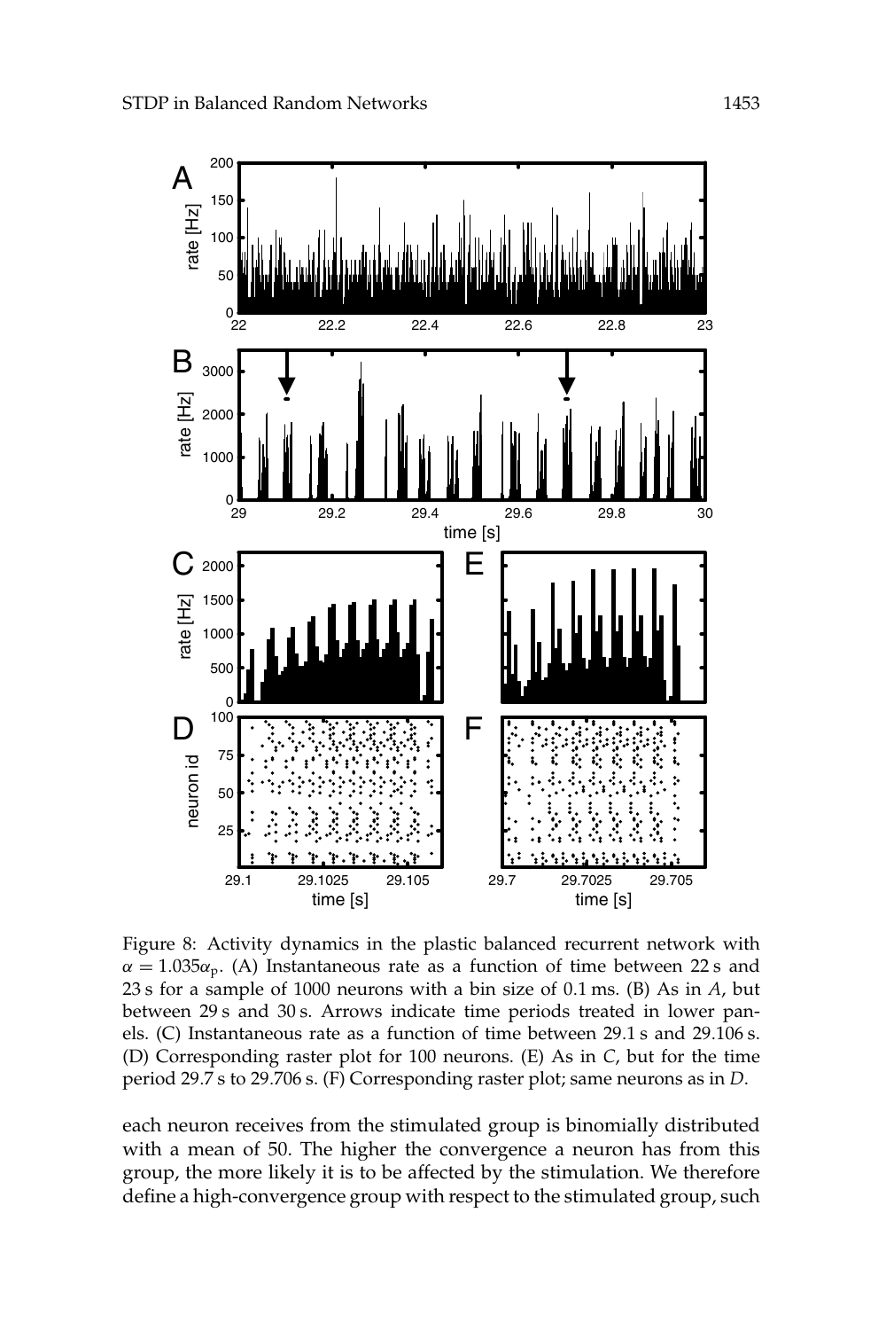Figure 8: Activity dynamics in the plastic balanced recurrent network with $\alpha = 1.035\alpha_p$. (A) Instantaneous rate as a function of time between 22 s and 23 s for a sample of 1000 neurons with a bin size of 0.1 ms. (B) As in *A*, but between 29 s and 30 s. Arrows indicate time periods treated in lower panels. (C) Instantaneous rate as a function of time between 29.1 s and 29.106 s. (D) Corresponding raster plot for 100 neurons. (E) As in *C*, but for the time period 29.7 s to 29.706 s. (F) Corresponding raster plot; same neurons as in *D*.

each neuron receives from the stimulated group is binomially distributed with a mean of 50. The higher the convergence a neuron has from this group, the more likely it is to be affected by the stimulation. We therefore define a high-convergence group with respect to the stimulated group, such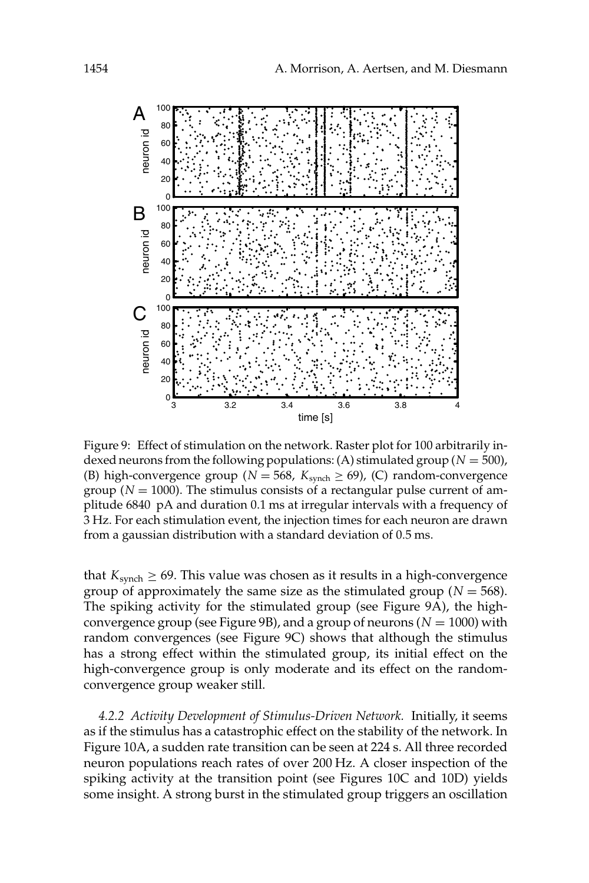Figure 9: Effect of stimulation on the network. Raster plot for 100 arbitrarily indexed neurons from the following populations: (A) stimulated group ($N = 500$), (B) high-convergence group ($N = 568$, $K_{\text{synch}} \geq 69$), (C) random-convergence group ($N = 1000$). The stimulus consists of a rectangular pulse current of amplitude 6840 pA and duration 0.1 ms at irregular intervals with a frequency of 3 Hz. For each stimulation event, the injection times for each neuron are drawn from a gaussian distribution with a standard deviation of 0.5 ms.

that $K_{\text{synch}} \geq 69$. This value was chosen as it results in a high-convergence group of approximately the same size as the stimulated group ($N = 568$). The spiking activity for the stimulated group (see Figure 9A), the high-convergence group (see Figure 9B), and a group of neurons ($N = 1000$) with random convergences (see Figure 9C) shows that although the stimulus has a strong effect within the stimulated group, its initial effect on the high-convergence group is only moderate and its effect on the random-convergence group weaker still.

*4.2.2 Activity Development of Stimulus-Driven Network.* Initially, it seems as if the stimulus has a catastrophic effect on the stability of the network. In Figure 10A, a sudden rate transition can be seen at 224 s. All three recorded neuron populations reach rates of over 200 Hz. A closer inspection of the spiking activity at the transition point (see Figures 10C and 10D) yields some insight. A strong burst in the stimulated group triggers an oscillation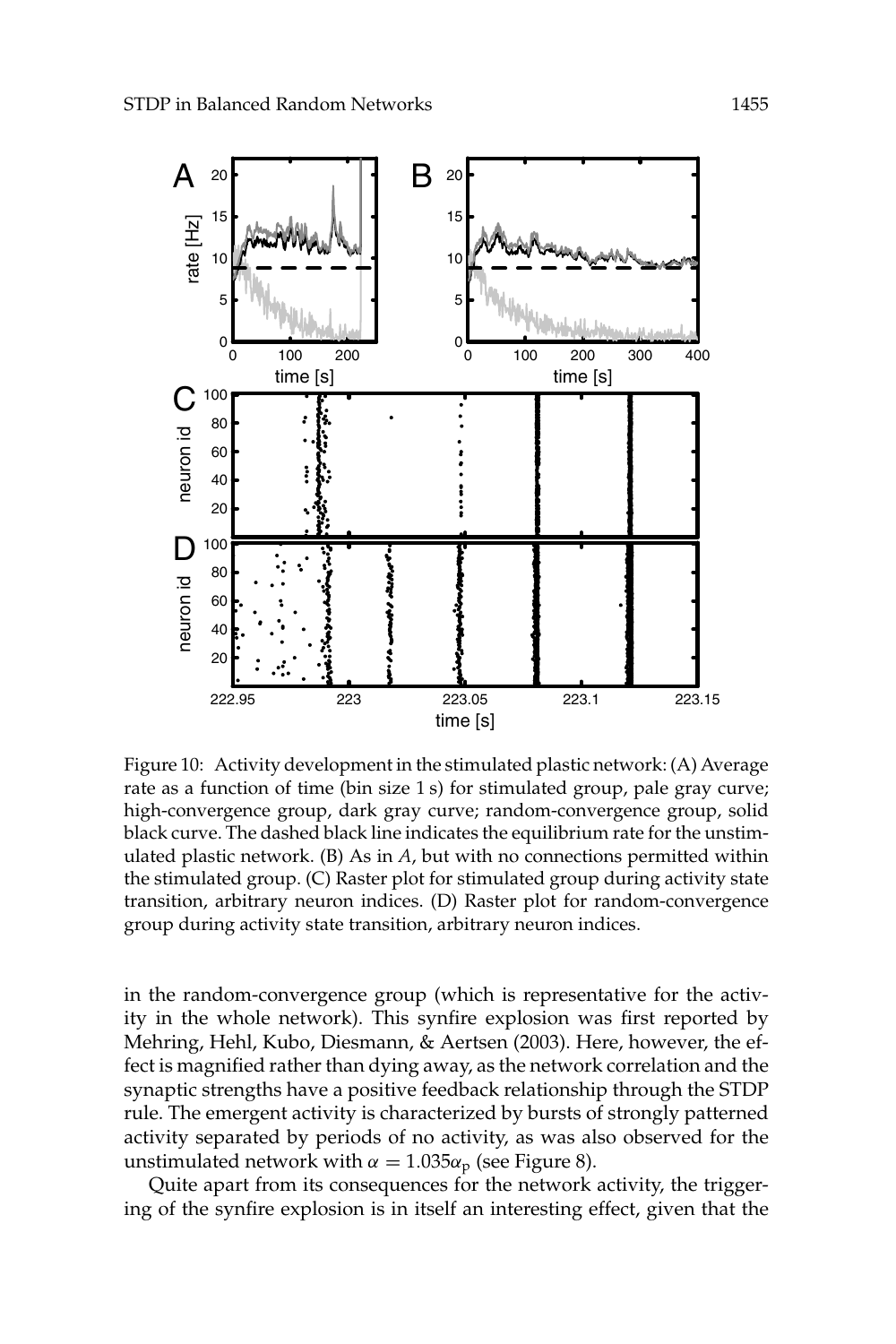Figure 10: Activity development in the stimulated plastic network: (A) Average rate as a function of time (bin size 1 s) for stimulated group, pale gray curve; high-convergence group, dark gray curve; random-convergence group, solid black curve. The dashed black line indicates the equilibrium rate for the unstimulated plastic network. (B) As in *A*, but with no connections permitted within the stimulated group. (C) Raster plot for stimulated group during activity state transition, arbitrary neuron indices. (D) Raster plot for random-convergence group during activity state transition, arbitrary neuron indices.

in the random-convergence group (which is representative for the activity in the whole network). This synfire explosion was first reported by Mehring, Hehl, Kubo, Diesmann, & Aertsen (2003). Here, however, the effect is magnified rather than dying away, as the network correlation and the synaptic strengths have a positive feedback relationship through the STDP rule. The emergent activity is characterized by bursts of strongly patterned activity separated by periods of no activity, as was also observed for the unstimulated network with $\alpha = 1.035\alpha_p$ (see Figure 8).

Quite apart from its consequences for the network activity, the triggering of the synfire explosion is in itself an interesting effect, given that the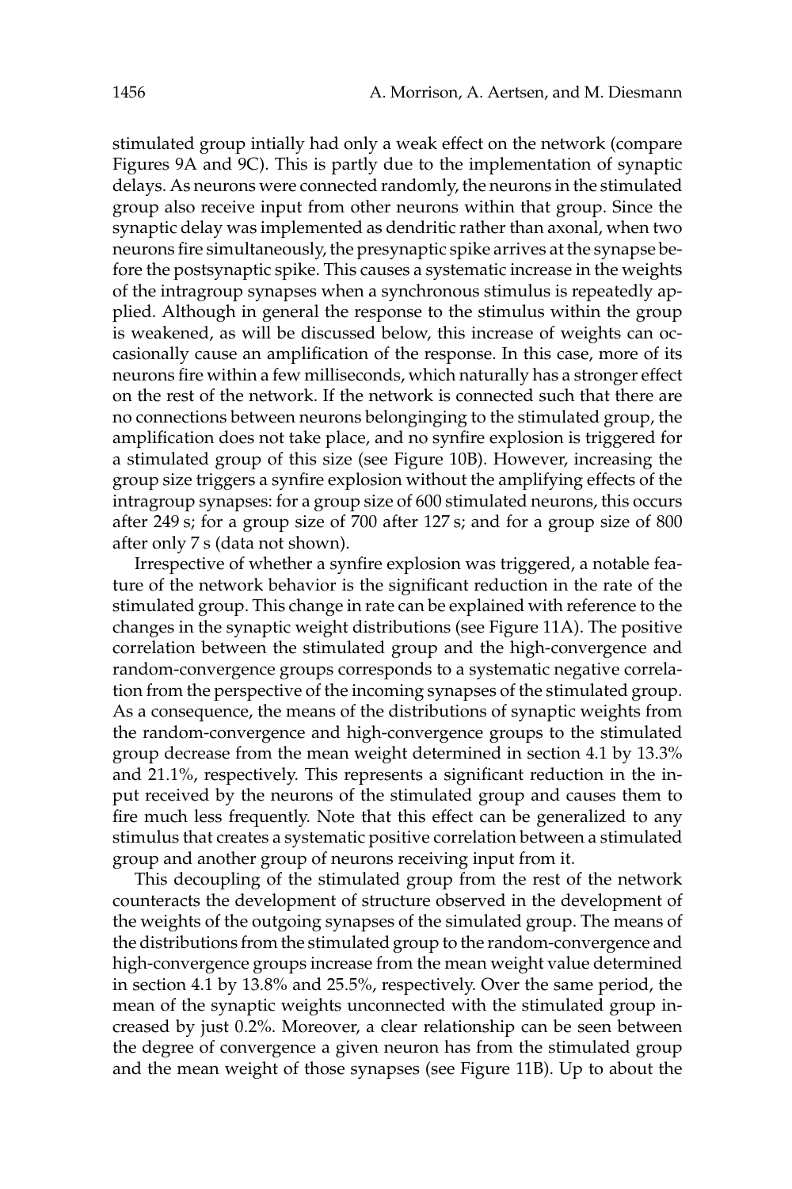stimulated group intially had only a weak effect on the network (compare Figures 9A and 9C). This is partly due to the implementation of synaptic delays. As neurons were connected randomly, the neurons in the stimulated group also receive input from other neurons within that group. Since the synaptic delay was implemented as dendritic rather than axonal, when two neurons fire simultaneously, the presynaptic spike arrives at the synapse before the postsynaptic spike. This causes a systematic increase in the weights of the intragroup synapses when a synchronous stimulus is repeatedly applied. Although in general the response to the stimulus within the group is weakened, as will be discussed below, this increase of weights can occasionally cause an amplification of the response. In this case, more of its neurons fire within a few milliseconds, which naturally has a stronger effect on the rest of the network. If the network is connected such that there are no connections between neurons belongingingto the stimulated group, the amplification does not take place, and no synfire explosion is triggered for a stimulated group of this size (see Figure 10B). However, increasing the group size triggers a synfire explosion without the amplifying effects of the intragroup synapses: for a group size of 600 stimulated neurons, this occurs after 249 s; for a group size of 700 after 127 s; and for a group size of 800 after only 7 s (data not shown).

Irrespective of whether a synfire explosion was triggered, a notable feature of the network behavior is the significant reduction in the rate of the stimulated group. This change in rate can be explained with reference to the changes in the synaptic weight distributions (see Figure 11A). The positive correlation between the stimulated group and the high-convergence and random-convergence groups corresponds to a systematic negative correlation from the perspective of the incoming synapses of the stimulated group. As a consequence, the means of the distributions of synaptic weights from the random-convergence and high-convergence groups to the stimulated group decrease from the mean weight determined in section 4.1 by 13.3% and 21.1%, respectively. This represents a significant reduction in the input received by the neurons of the stimulated group and causes them to fire much less frequently. Note that this effect can be generalized to any stimulus that creates a systematic positive correlation between a stimulated group and another group of neurons receiving input from it.

This decoupling of the stimulated group from the rest of the network counteracts the development of structure observed in the development of the weights of the outgoing synapses of the simulated group. The means of the distributions from the stimulated group to the random-convergence and high-convergence groups increase from the mean weight value determined in section 4.1 by 13.8% and 25.5%, respectively. Over the same period, the mean of the synaptic weights unconnected with the stimulated group increased by just 0.2%. Moreover, a clear relationship can be seen between the degree of convergence a given neuron has from the stimulated group and the mean weight of those synapses (see Figure 11B). Up to about the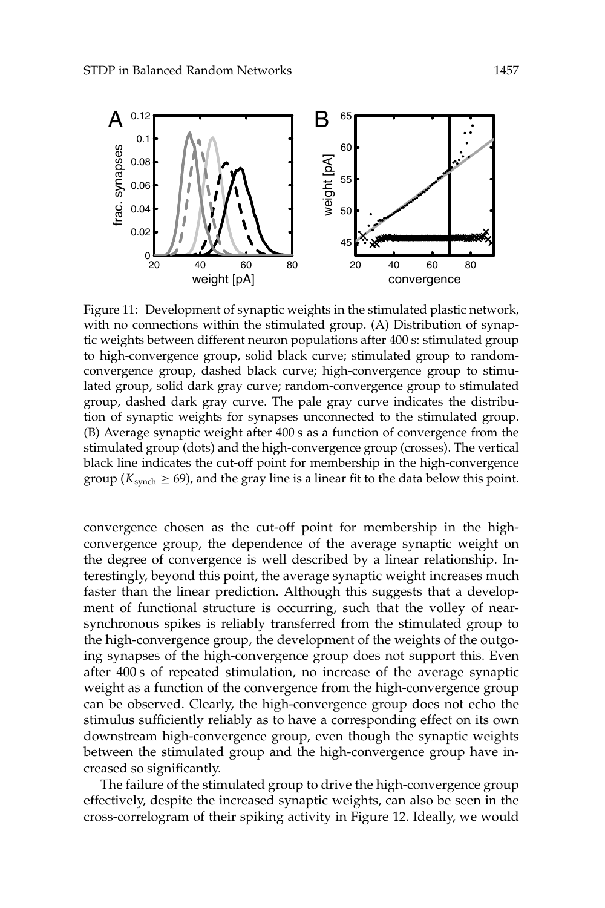Figure 11: Development of synaptic weights in the stimulated plastic network, with no connections within the stimulated group. (A) Distribution of synaptic weights between different neuron populations after 400 s: stimulated group to high-convergence group, solid black curve; stimulated group to random-convergence group, dashed black curve; high-convergence group to stimulated group, solid dark gray curve; random-convergence group to stimulated group, dashed dark gray curve. The pale gray curve indicates the distribution of synaptic weights for synapses unconnected to the stimulated group. (B) Average synaptic weight after 400 s as a function of convergence from the stimulated group (dots) and the high-convergence group (crosses). The vertical black line indicates the cut-off point for membership in the high-convergence group ($K_{\text{synch}} \geq 69$), and the gray line is a linear fit to the data below this point.

convergence chosen as the cut-off point for membership in the high-convergence group, the dependence of the average synaptic weight on the degree of convergence is well described by a linear relationship. Interestingly, beyond this point, the average synaptic weight increases much faster than the linear prediction. Although this suggests that a development of functional structure is occurring, such that the volley of near-synchronous spikes is reliably transferred from the stimulated group to the high-convergence group, the development of the weights of the outgoing synapses of the high-convergence group does not support this. Even after 400 s of repeated stimulation, no increase of the average synaptic weight as a function of the convergence from the high-convergence group can be observed. Clearly, the high-convergence group does not echo the stimulus sufficiently reliably as to have a corresponding effect on its own downstream high-convergence group, even though the synaptic weights between the stimulated group and the high-convergence group have increased so significantly.

The failure of the stimulated group to drive the high-convergence group effectively, despite the increased synaptic weights, can also be seen in the cross-correlogram of their spiking activity in Figure 12. Ideally, we would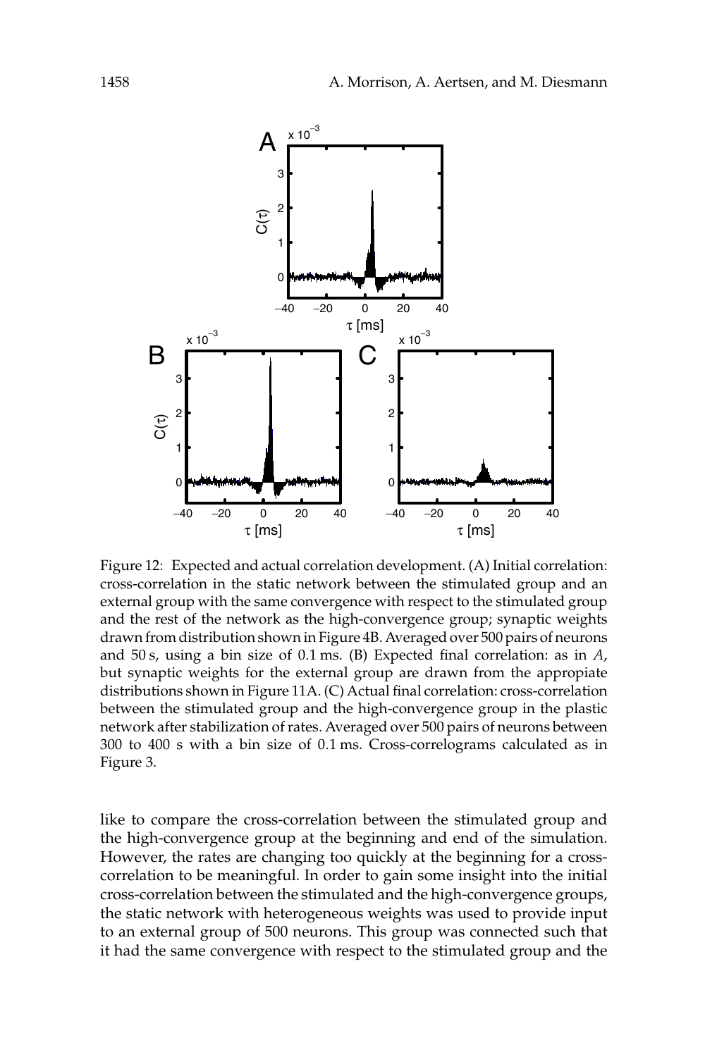Figure 12: Expected and actual correlation development. (A) Initial correlation: cross-correlation in the static network between the stimulated group and an external group with the same convergence with respect to the stimulated group and the rest of the network as the high-convergence group; synaptic weights drawn from distribution shown in Figure 4B. Averaged over 500 pairs of neurons and 50 s, using a bin size of 0.1 ms. (B) Expected final correlation: as in *A*, but synaptic weights for the external group are drawn from the appopiate distributions shown in Figure 11A. (C) Actual final correlation: cross-correlation between the stimulated group and the high-convergence group in the plastic network after stabilization of rates. Averaged over 500 pairs of neurons between 300 to 400 s with a bin size of 0.1 ms. Cross-correlograms calculated as in Figure 3.

like to compare the cross-correlation between the stimulated group and the high-convergence group at the beginning and end of the simulation. However, the rates are changing too quickly at the beginning for a cross-correlation to be meaningful. In order to gain some insight into the initial cross-correlation between the stimulated and the high-convergence groups, the static network with heterogeneous weights was used to provide input to an external group of 500 neurons. This group was connected such that it had the same convergence with respect to the stimulated group and the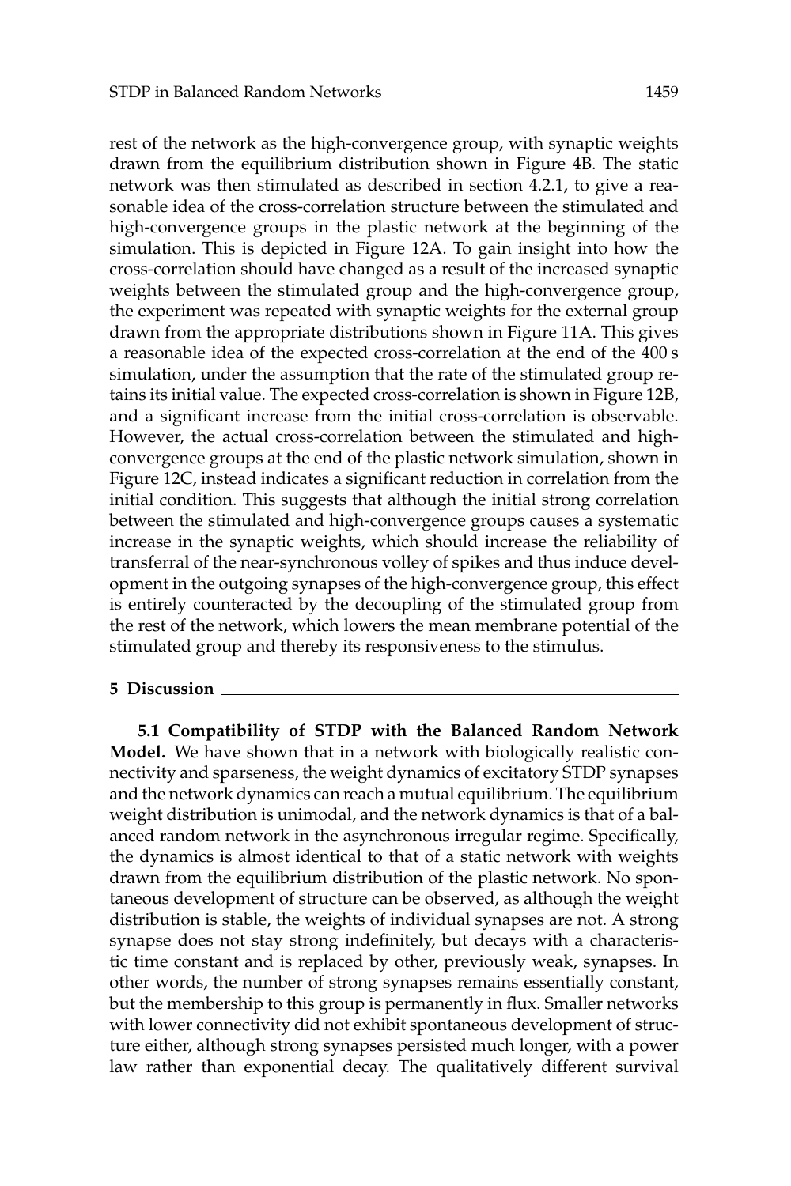rest of the network as the high-convergence group, with synaptic weights drawn from the equilibrium distribution shown in Figure 4B. The static network was then stimulated as described in section 4.2.1, to give a reasonable idea of the cross-correlation structure between the stimulated and high-convergence groups in the plastic network at the beginning of the simulation. This is depicted in Figure 12A. To gain insight into how the cross-correlation should have changed as a result of the increased synaptic weights between the stimulated group and the high-convergence group, the experiment was repeated with synaptic weights for the external group drawn from the appropriate distributions shown in Figure 11A. This gives a reasonable idea of the expected cross-correlation at the end of the 400 s simulation, under the assumption that the rate of the stimulated group retains its initial value. The expected cross-correlation is shown in Figure 12B, and a significant increase from the initial cross-correlation is observable. However, the actual cross-correlation between the stimulated and high-convergence groups at the end of the plastic network simulation, shown in Figure 12C, instead indicates a significant reduction in correlation from the initial condition. This suggests that although the initial strong correlation between the stimulated and high-convergence groups causes a systematic increase in the synaptic weights, which should increase the reliability of transferral of the near-synchronous volley of spikes and thus induce development in the outgoing synapses of the high-convergence group, this effect is entirely counteracted by the decoupling of the stimulated group from the rest of the network, which lowers the mean membrane potential of the stimulated group and thereby its responsiveness to the stimulus.

## 5 Discussion

**5.1 Compatibility of STDP with the Balanced Random Network Model.** We have shown that in a network with biologically realistic connectivity and sparseness, the weight dynamics of excitatory STDP synapses and the network dynamics can reach a mutual equilibrium. The equilibrium weight distribution is unimodal, and the network dynamics is that of a balanced random network in the asynchronous irregular regime. Specifically, the dynamics is almost identical to that of a static network with weights drawn from the equilibrium distribution of the plastic network. No spontaneous development of structure can be observed, as although the weight distribution is stable, the weights of individual synapses are not. A strong synapse does not stay strong indefinitely, but decays with a characteristic time constant and is replaced by other, previously weak, synapses. In other words, the number of strong synapses remains essentially constant, but the membership to this group is permanently in flux. Smaller networks with lower connectivity did not exhibit spontaneous development of structure either, although strong synapses persisted much longer, with a power law rather than exponential decay. The qualitatively different survival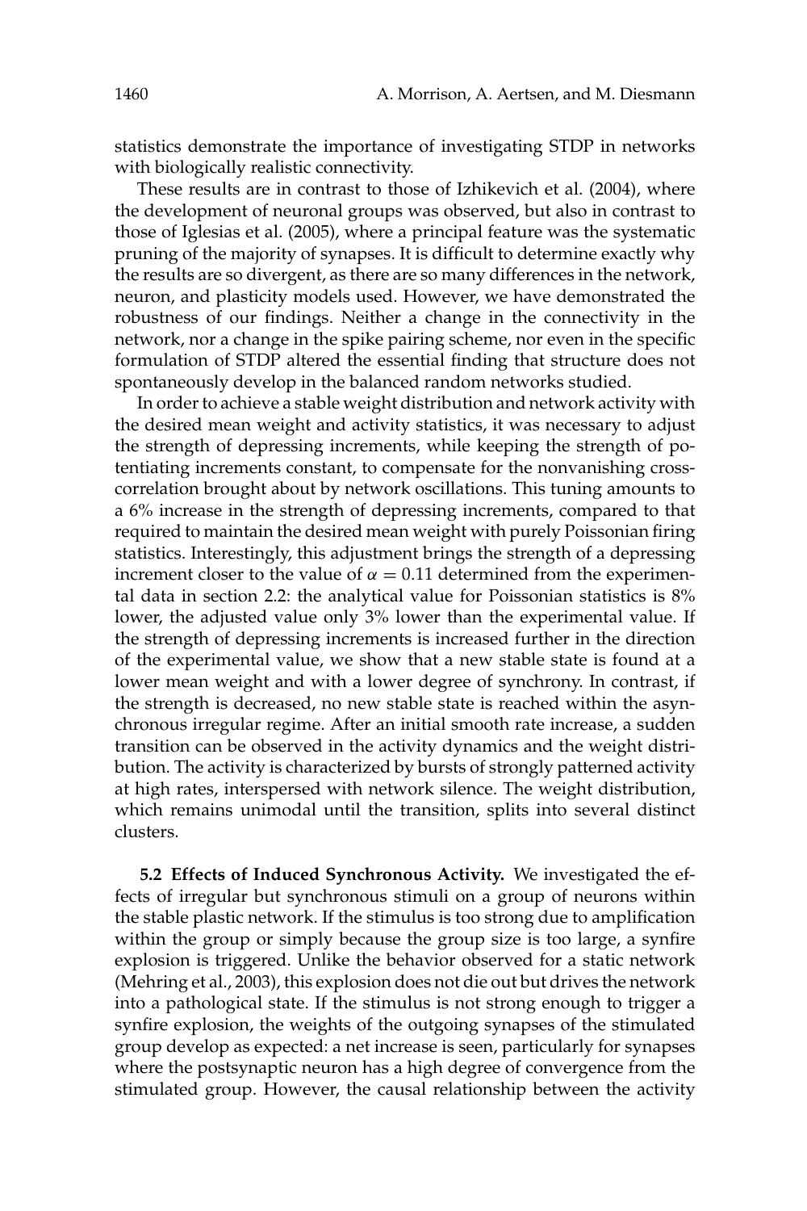statistics demonstrate the importance of investigating STDP in networks with biologically realistic connectivity.

These results are in contrast to those of Izhikevich et al. (2004), where the development of neuronal groups was observed, but also in contrast to those of Iglesias et al. (2005), where a principal feature was the systematic pruning of the majority of synapses. It is difficult to determine exactly why the results are so divergent, as there are so many differences in the network, neuron, and plasticity models used. However, we have demonstrated the robustness of our findings. Neither a change in the connectivity in the network, nor a change in the spike pairing scheme, nor even in the specific formulation of STDP altered the essential finding that structure does not spontaneously develop in the balanced random networks studied.

In order to achieve a stable weight distribution and network activity with the desired mean weight and activity statistics, it was necessary to adjust the strength of depressing increments, while keeping the strength of potentiating increments constant, to compensate for the nonvanishing cross-correlation brought about by network oscillations. This tuning amounts to a 6% increase in the strength of depressing increments, compared to that required to maintain the desired mean weight with purely Poissonian firing statistics. Interestingly, this adjustment brings the strength of a depressing increment closer to the value of $\alpha = 0.11$ determined from the experimental data in section 2.2: the analytical value for Poissonian statistics is 8% lower, the adjusted value only 3% lower than the experimental value. If the strength of depressing increments is increased further in the direction of the experimental value, we show that a new stable state is found at a lower mean weight and with a lower degree of synchrony. In contrast, if the strength is decreased, no new stable state is reached within the asynchronous irregular regime. After an initial smooth rate increase, a sudden transition can be observed in the activity dynamics and the weight distribution. The activity is characterized by bursts of strongly patterned activity at high rates, interspersed with network silence. The weight distribution, which remains unimodal until the transition, splits into several distinct clusters.

**5.2 Effects of Induced Synchronous Activity.** We investigated the effects of irregular but synchronous stimuli on a group of neurons within the stable plastic network. If the stimulus is too strong due to amplification within the group or simply because the group size is too large, a synfire explosion is triggered. Unlike the behavior observed for a static network (Mehring et al., 2003), this explosion does not die out but drives the network into a pathological state. If the stimulus is not strong enough to trigger a synfire explosion, the weights of the outgoing synapses of the stimulated group develop as expected: a net increase is seen, particularly for synapses where the postsynaptic neuron has a high degree of convergence from the stimulated group. However, the causal relationship between the activity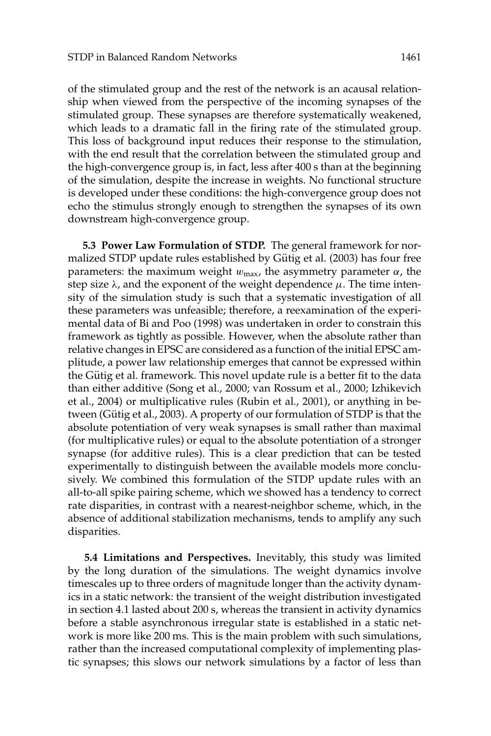of the stimulated group and the rest of the network is an acausal relationship when viewed from the perspective of the incoming synapses of the stimulated group. These synapses are therefore systematically weakened, which leads to a dramatic fall in the firing rate of the stimulated group. This loss of background input reduces their response to the stimulation, with the end result that the correlation between the stimulated group and the high-convergence group is, in fact, less after 400 s than at the beginning of the simulation, despite the increase in weights. No functional structure is developed under these conditions: the high-convergence group does not echo the stimulus strongly enough to strengthen the synapses of its own downstream high-convergence group.

**5.3 Power Law Formulation of STDP.** The general framework for normalized STDP update rules established by Gütig et al. (2003) has four free parameters: the maximum weight $w_{\max}$, the asymmetry parameter $\alpha$, the step size $\lambda$, and the exponent of the weight dependence $\mu$. The time intensity of the simulation study is such that a systematic investigation of all these parameters was unfeasible; therefore, a reexamination of the experimental data of Bi and Poo (1998) was undertaken in order to constrain this framework as tightly as possible. However, when the absolute rather than relative changes in EPSC are considered as a function of the initial EPSC amplitude, a power law relationship emerges that cannot be expressed within the Gütig et al. framework. This novel update rule is a better fit to the data than either additive (Song et al., 2000; van Rossum et al., 2000; Izhikevich et al., 2004) or multiplicative rules (Rubin et al., 2001), or anything in between (Gütig et al., 2003). A property of our formulation of STDP is that the absolute potentiation of very weak synapses is small rather than maximal (for multiplicative rules) or equal to the absolute potentiation of a stronger synapse (for additive rules). This is a clear prediction that can be tested experimentally to distinguish between the available models more conclusively. We combined this formulation of the STDP update rules with an all-to-all spike pairing scheme, which we showed has a tendency to correct rate disparities, in contrast with a nearest-neighbor scheme, which, in the absence of additional stabilization mechanisms, tends to amplify any such disparities.

**5.4 Limitations and Perspectives.** Inevitably, this study was limited by the long duration of the simulations. The weight dynamics involve timescales up to three orders of magnitude longer than the activity dynamics in a static network: the transient of the weight distribution investigated in section 4.1 lasted about 200 s, whereas the transient in activity dynamics before a stable asynchronous irregular state is established in a static network is more like 200 ms. This is the main problem with such simulations, rather than the increased computational complexity of implementing plastic synapses; this slows our network simulations by a factor of less than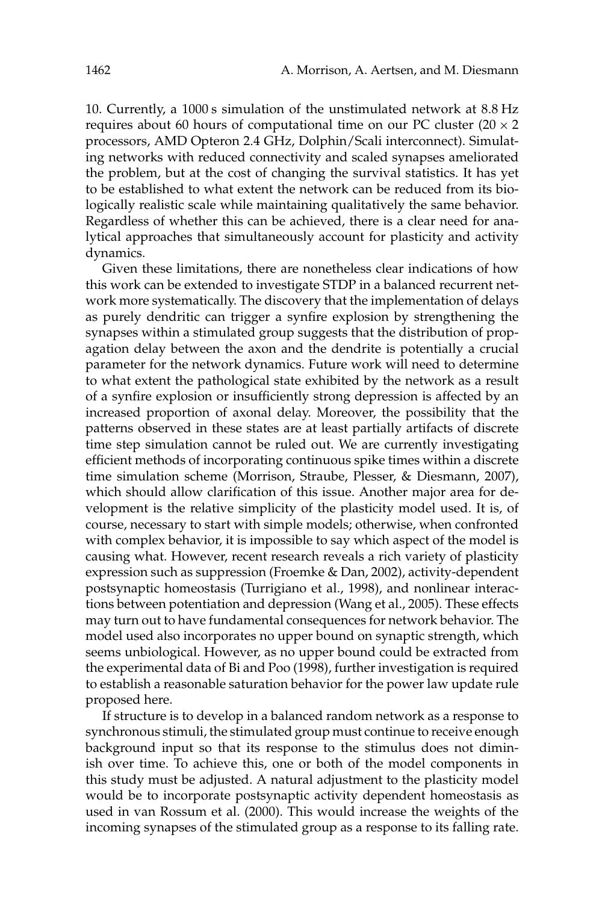10. Currently, a 1000 s simulation of the unstimulated network at 8.8 Hz requires about 60 hours of computational time on our PC cluster ($20 \times 2$ processors, AMD Opteron 2.4 GHz, Dolphin/Scali interconnect). Simulating networks with reduced connectivity and scaled synapses ameliorated the problem, but at the cost of changing the survival statistics. It has yet to be established to what extent the network can be reduced from its biologically realistic scale while maintaining qualitatively the same behavior. Regardless of whether this can be achieved, there is a clear need for analytical approaches that simultaneously account for plasticity and activity dynamics.

Given these limitations, there are nonetheless clear indications of how this work can be extended to investigate STDP in a balanced recurrent network more systematically. The discovery that the implementation of delays as purely dendritic can trigger a synfire explosion by strengthening the synapses within a stimulated group suggests that the distribution of propagation delay between the axon and the dendrite is potentially a crucial parameter for the network dynamics. Future work will need to determine to what extent the pathological state exhibited by the network as a result of a synfire explosion or insufficiently strong depression is affected by an increased proportion of axonal delay. Moreover, the possibility that the patterns observed in these states are at least partially artifacts of discrete time step simulation cannot be ruled out. We are currently investigating efficient methods of incorporating continuous spike times within a discrete time simulation scheme (Morrison, Straube, Plesser, & Diesmann, 2007), which should allow clarification of this issue. Another major area for development is the relative simplicity of the plasticity model used. It is, of course, necessary to start with simple models; otherwise, when confronted with complex behavior, it is impossible to say which aspect of the model is causing what. However, recent research reveals a rich variety of plasticity expression such as suppression (Froemke & Dan, 2002), activity-dependent postsynaptic homeostasis (Turrigiano et al., 1998), and nonlinear interactions between potentiation and depression (Wang et al., 2005). These effects may turn out to have fundamental consequences for network behavior. The model used also incorporates no upper bound on synaptic strength, which seems unbiological. However, as no upper bound could be extracted from the experimental data of Bi and Poo (1998), further investigation is required to establish a reasonable saturation behavior for the power law update rule proposed here.

If structure is to develop in a balanced random network as a response to synchronous stimuli, the stimulated group must continue to receive enough background input so that its response to the stimulus does not diminish over time. To achieve this, one or both of the model components in this study must be adjusted. A natural adjustment to the plasticity model would be to incorporate postsynaptic activity dependent homeostasis as used in van Rossum et al. (2000). This would increase the weights of the incoming synapses of the stimulated group as a response to its falling rate.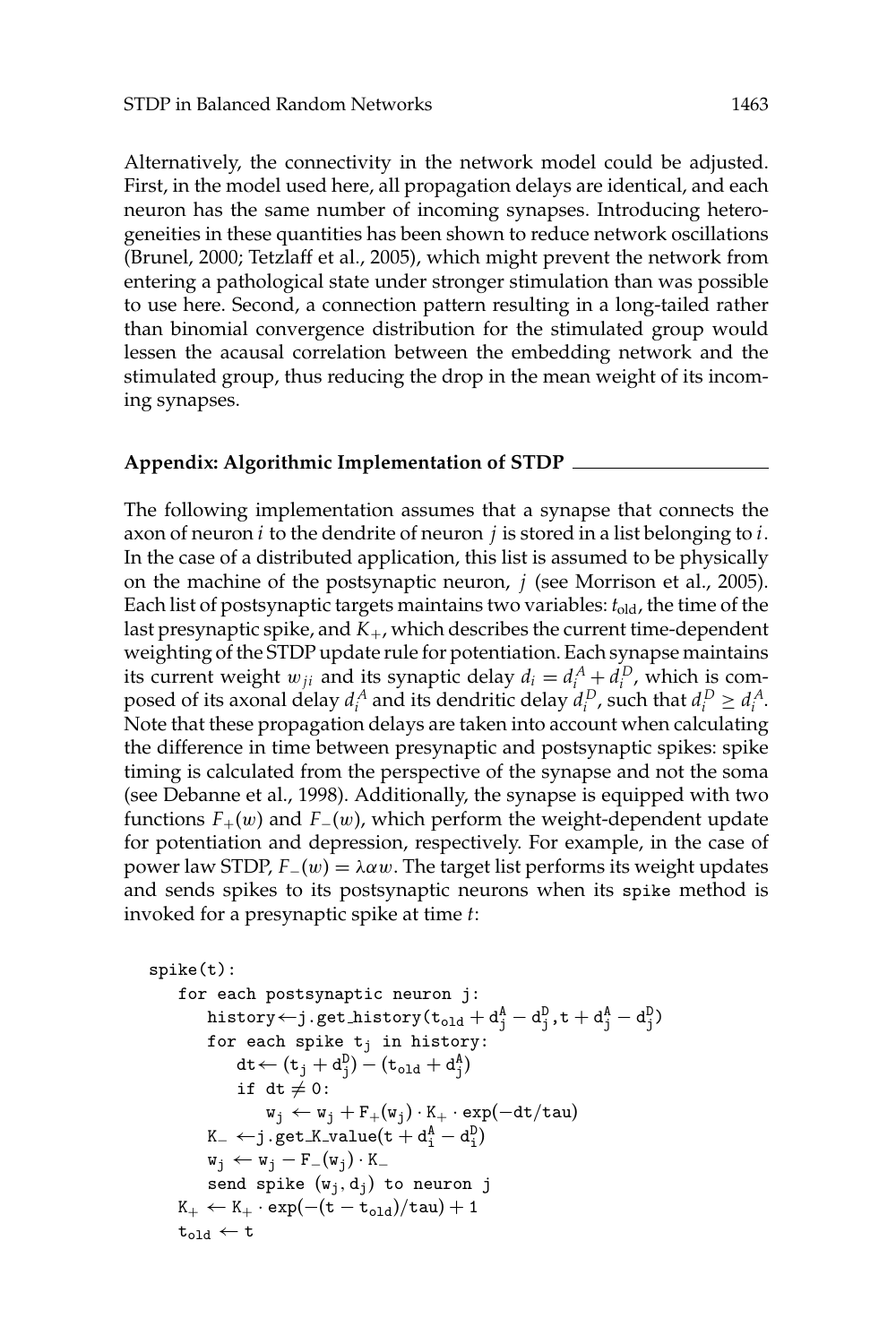Alternatively, the connectivity in the network model could be adjusted. First, in the model used here, all propagation delays are identical, and each neuron has the same number of incoming synapses. Introducing heterogeneities in these quantities has been shown to reduce network oscillations (Brunel, 2000; Tetzlaff et al., 2005), which might prevent the network from entering a pathological state under stronger stimulation than was possible to use here. Second, a connection pattern resulting in a long-tailed rather than binomial convergence distribution for the stimulated group would lessen the acausal correlation between the embedding network and the stimulated group, thus reducing the drop in the mean weight of its incoming synapses.

## Appendix: Algorithmic Implementation of STDP

The following implementation assumes that a synapse that connects the axon of neuron $i$ to the dendrite of neuron $j$ is stored in a list belonging to $i$. In the case of a distributed application, this list is assumed to be physically on the machine of the postsynaptic neuron, $j$ (see Morrison et al., 2005). Each list of postsynaptic targets maintains two variables: $t_{\text{old}}$, the time of the last presynaptic spike, and $K_+$, which describes the current time-dependent weighting of the STDP update rule for potentiation. Each synapse maintains its current weight $w_{ji}$ and its synaptic delay $d_i = d_i^A + d_i^D$, which is composed of its axonal delay $d_i^A$ and its dendritic delay $d_i^D$, such that $d_i^D \geq d_i^A$. Note that these propagation delays are taken into account when calculating the difference in time between presynaptic and postsynaptic spikes: spike timing is calculated from the perspective of the synapse and not the soma (see Debanne et al., 1998). Additionally, the synapse is equipped with two functions $F_+(w)$ and $F_-(w)$, which perform the weight-dependent update for potentiation and depression, respectively. For example, in the case of power law STDP, $F_-(w) = \lambda\alpha w$. The target list performs its weight updates and sends spikes to its postsynaptic neurons when its spike method is invoked for a presynaptic spike at time $t$:

```
spike(t):
   for each postsynaptic neuron j:
      history←j.get_history(t_old + d_j^A − d_j^D, t + d_j^A − d_j^D)
      for each spike t_j in history:
         dt← (t_j + d_j^D) − (t_old + d_j^A)
         if dt ≠ 0:
            w_j ← w_j + F_+(w_j) · K_+ · exp(−dt/tau)
      K_− ←j.get_K_value(t + d_i^A − d_i^D)
      w_j ← w_j − F_−(w_j) · K_−
      send spike (w_j, d_j) to neuron j
   K_+ ← K_+ · exp(−(t − t_old)/tau) + 1
   t_old ← t
```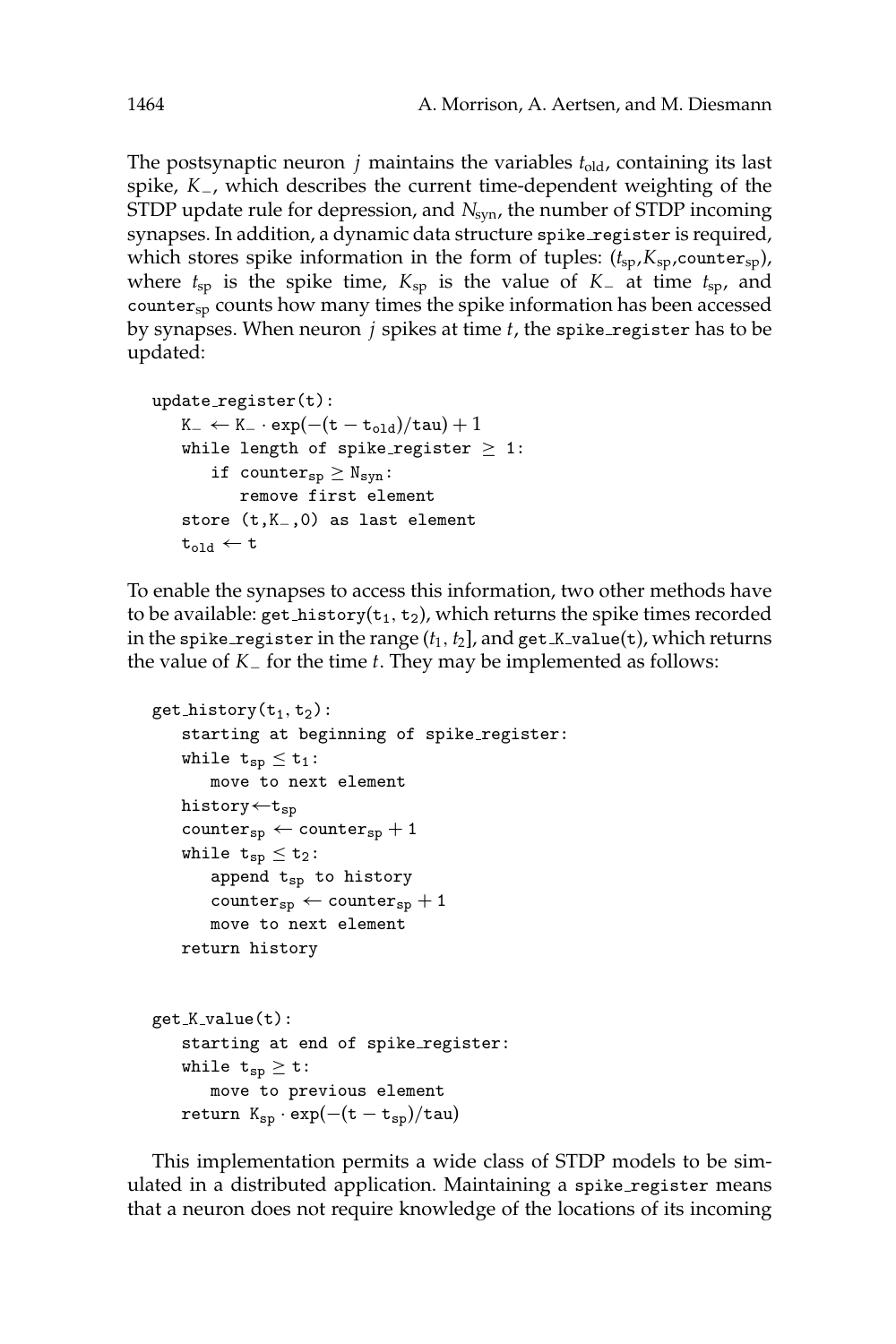The postsynaptic neuron $j$ maintains the variables $t_{old}$, containing its last spike, $K_-$, which describes the current time-dependent weighting of the STDP update rule for depression, and $N_{syn}$, the number of STDP incoming synapses. In addition, a dynamic data structure `spike_register` is required, which stores spike information in the form of tuples: ($t_{sp}$,$K_{sp}$,$\texttt{counter}_{sp}$), where $t_{sp}$ is the spike time, $K_{sp}$ is the value of $K_-$ at time $t_{sp}$, and $\texttt{counter}_{sp}$ counts how many times the spike information has been accessed by synapses. When neuron $j$ spikes at time $t$, the `spike_register` has to be updated:

```
update_register(t):
   K− ← K− · exp(−(t − t_old)/tau) + 1
   while length of spike_register ≥ 1:
      if counter_sp ≥ N_syn:
         remove first element
   store (t,K−,0) as last element
   t_old ← t
```

To enable the synapses to access this information, two other methods have to be available: $\texttt{get\_history}(t_1, t_2)$, which returns the spike times recorded in the `spike_register` in the range $(t_1, t_2]$, and `get_K_value(t)`, which returns the value of $K_-$ for the time $t$. They may be implemented as follows:

```
get_history(t_1, t_2):
   starting at beginning of spike_register:
   while t_sp ≤ t_1:
      move to next element
   history ← t_sp
   counter_sp ← counter_sp + 1
   while t_sp ≤ t_2:
      append t_sp to history
      counter_sp ← counter_sp + 1
      move to next element
   return history


get_K_value(t):
   starting at end of spike_register:
   while t_sp ≥ t:
      move to previous element
   return K_sp · exp(−(t − t_sp)/tau)
```

This implementation permits a wide class of STDP models to be simulated in a distributed application. Maintaining a `spike_register` means that a neuron does not require knowledge of the locations of its incoming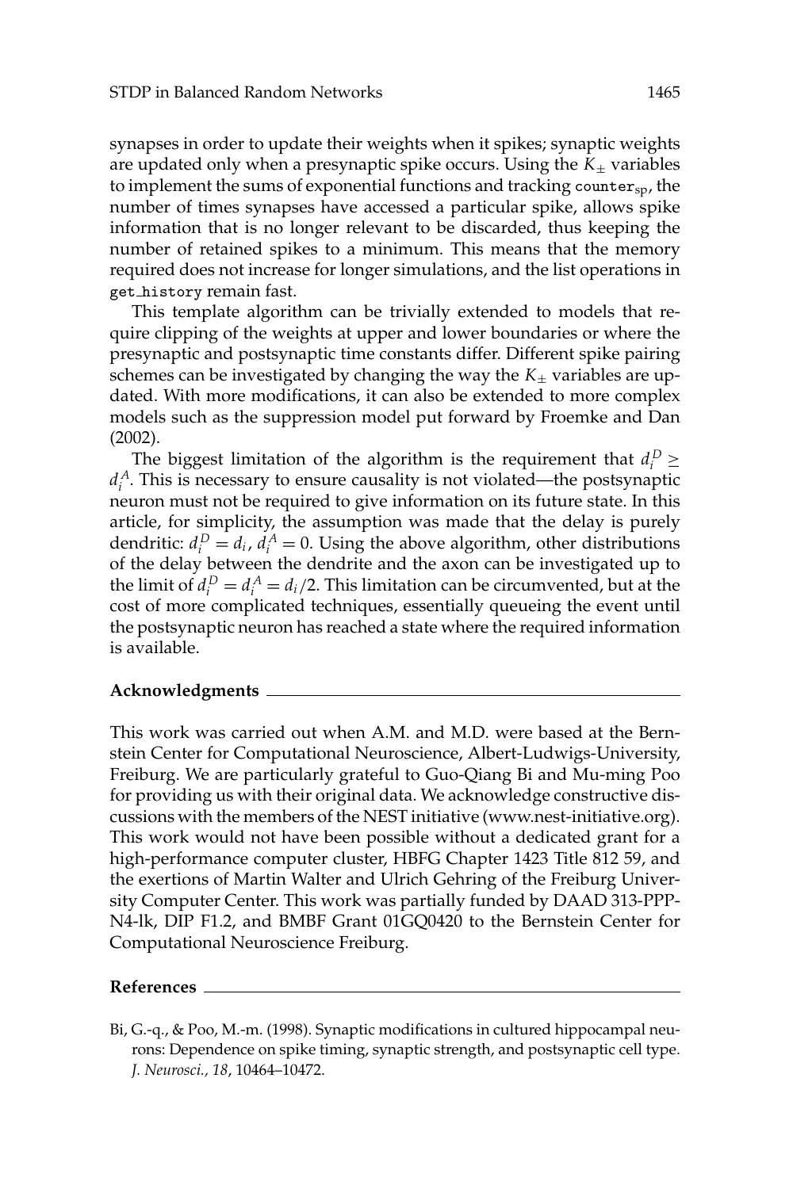synapses in order to update their weights when it spikes; synaptic weights are updated only when a presynaptic spike occurs. Using the $K_{\pm}$ variables to implement the sums of exponential functions and tracking $\texttt{counter}_{\text{sp}}$, the number of times synapses have accessed a particular spike, allows spike information that is no longer relevant to be discarded, thus keeping the number of retained spikes to a minimum. This means that the memory required does not increase for longer simulations, and the list operations in `get_history` remain fast.

This template algorithm can be trivially extended to models that require clipping of the weights at upper and lower boundaries or where the presynaptic and postsynaptic time constants differ. Different spike pairing schemes can be investigated by changing the way the $K_{\pm}$ variables are updated. With more modifications, it can also be extended to more complex models such as the suppression model put forward by Froemke and Dan (2002).

The biggest limitation of the algorithm is the requirement that $d_i^D \geq d_i^A$. This is necessary to ensure causality is not violated—the postsynaptic neuron must not be required to give information on its future state. In this article, for simplicity, the assumption was made that the delay is purely dendritic: $d_i^D = d_i$, $d_i^A = 0$. Using the above algorithm, other distributions of the delay between the dendrite and the axon can be investigated up to the limit of $d_i^D = d_i^A = d_i/2$. This limitation can be circumvented, but at the cost of more complicated techniques, essentially queueing the event until the postsynaptic neuron has reached a state where the required information is available.

## Acknowledgments

This work was carried out when A.M. and M.D. were based at the Bernstein Center for Computational Neuroscience, Albert-Ludwigs-University, Freiburg. We are particularly grateful to Guo-Qiang Bi and Mu-ming Poo for providing us with their original data. We acknowledge constructive discussions with the members of the NEST initiative (www.nest-initiative.org). This work would not have been possible without a dedicated grant for a high-performance computer cluster, HBFG Chapter 1423 Title 812 59, and the exertions of Martin Walter and Ulrich Gehring of the Freiburg University Computer Center. This work was partially funded by DAAD 313-PPP-N4-lk, DIP F1.2, and BMBF Grant 01GQ0420 to the Bernstein Center for Computational Neuroscience Freiburg.

## References

Bi, G.-q., & Poo, M.-m. (1998). Synaptic modifications in cultured hippocampal neurons: Dependence on spike timing, synaptic strength, and postsynaptic cell type. *J. Neurosci., 18*, 10464–10472.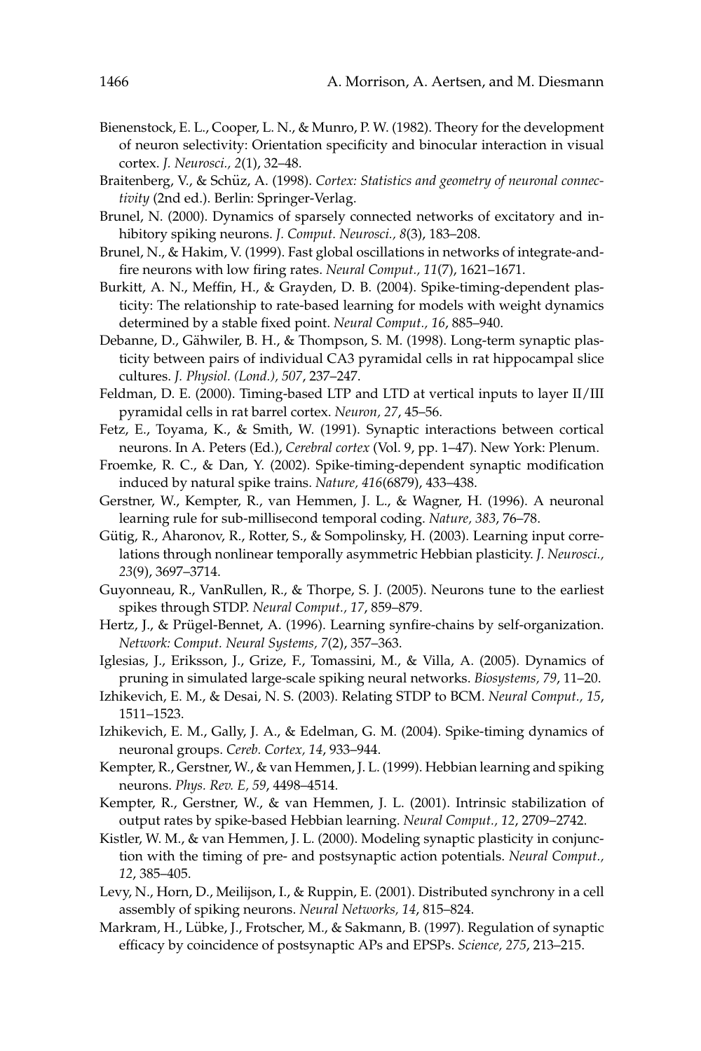Bienenstock, E. L., Cooper, L. N., & Munro, P. W. (1982). Theory for the development of neuron selectivity: Orientation specificity and binocular interaction in visual cortex. *J. Neurosci., 2*(1), 32–48.

Braitenberg, V., & Schüz, A. (1998). *Cortex: Statistics and geometry of neuronal connectivity* (2nd ed.). Berlin: Springer-Verlag.

Brunel, N. (2000). Dynamics of sparsely connected networks of excitatory and inhibitory spiking neurons. *J. Comput. Neurosci., 8*(3), 183–208.

Brunel, N., & Hakim, V. (1999). Fast global oscillations in networks of integrate-and-fire neurons with low firing rates. *Neural Comput., 11*(7), 1621–1671.

Burkitt, A. N., Meffin, H., & Grayden, D. B. (2004). Spike-timing-dependent plasticity: The relationship to rate-based learning for models with weight dynamics determined by a stable fixed point. *Neural Comput., 16*, 885–940.

Debanne, D., Gähwiler, B. H., & Thompson, S. M. (1998). Long-term synaptic plasticity between pairs of individual CA3 pyramidal cells in rat hippocampal slice cultures. *J. Physiol. (Lond.), 507*, 237–247.

Feldman, D. E. (2000). Timing-based LTP and LTD at vertical inputs to layer II/III pyramidal cells in rat barrel cortex. *Neuron, 27*, 45–56.

Fetz, E., Toyama, K., & Smith, W. (1991). Synaptic interactions between cortical neurons. In A. Peters (Ed.), *Cerebral cortex* (Vol. 9, pp. 1–47). New York: Plenum.

Froemke, R. C., & Dan, Y. (2002). Spike-timing-dependent synaptic modification induced by natural spike trains. *Nature, 416*(6879), 433–438.

Gerstner, W., Kempter, R., van Hemmen, J. L., & Wagner, H. (1996). A neuronal learning rule for sub-millisecond temporal coding. *Nature, 383*, 76–78.

Gütig, R., Aharonov, R., Rotter, S., & Sompolinsky, H. (2003). Learning input correlations through nonlinear temporally asymmetric Hebbian plasticity. *J. Neurosci., 23*(9), 3697–3714.

Guyonneau, R., VanRullen, R., & Thorpe, S. J. (2005). Neurons tune to the earliest spikes through STDP. *Neural Comput., 17*, 859–879.

Hertz, J., & Prügel-Bennet, A. (1996). Learning synfire-chains by self-organization. *Network: Comput. Neural Systems, 7*(2), 357–363.

Iglesias, J., Eriksson, J., Grize, F., Tomassini, M., & Villa, A. (2005). Dynamics of pruning in simulated large-scale spiking neural networks. *Biosystems, 79*, 11–20.

Izhikevich, E. M., & Desai, N. S. (2003). Relating STDP to BCM. *Neural Comput., 15*, 1511–1523.

Izhikevich, E. M., Gally, J. A., & Edelman, G. M. (2004). Spike-timing dynamics of neuronal groups. *Cereb. Cortex, 14*, 933–944.

Kempter, R., Gerstner, W., & van Hemmen, J. L. (1999). Hebbian learning and spiking neurons. *Phys. Rev. E, 59*, 4498–4514.

Kempter, R., Gerstner, W., & van Hemmen, J. L. (2001). Intrinsic stabilization of output rates by spike-based Hebbian learning. *Neural Comput., 12*, 2709–2742.

Kistler, W. M., & van Hemmen, J. L. (2000). Modeling synaptic plasticity in conjunction with the timing of pre- and postsynaptic action potentials. *Neural Comput., 12*, 385–405.

Levy, N., Horn, D., Meilijson, I., & Ruppin, E. (2001). Distributed synchrony in a cell assembly of spiking neurons. *Neural Networks, 14*, 815–824.

Markram, H., Lübke, J., Frotscher, M., & Sakmann, B. (1997). Regulation of synaptic efficacy by coincidence of postsynaptic APs and EPSPs. *Science, 275*, 213–215.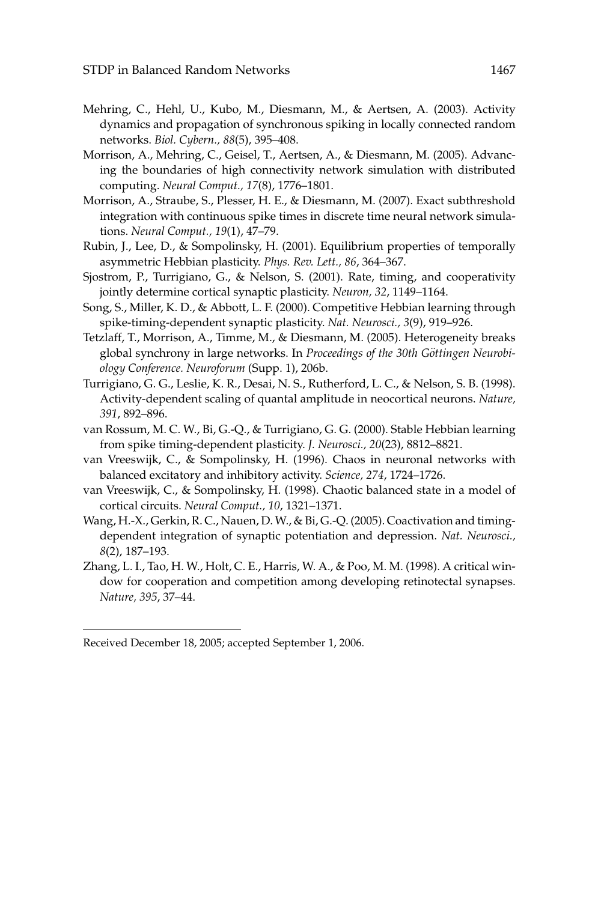Mehring, C., Hehl, U., Kubo, M., Diesmann, M., & Aertsen, A. (2003). Activity dynamics and propagation of synchronous spiking in locally connected random networks. *Biol. Cybern., 88*(5), 395–408.

Morrison, A., Mehring, C., Geisel, T., Aertsen, A., & Diesmann, M. (2005). Advancing the boundaries of high connectivity network simulation with distributed computing. *Neural Comput., 17*(8), 1776–1801.

Morrison, A., Straube, S., Plesser, H. E., & Diesmann, M. (2007). Exact subthreshold integration with continuous spike times in discrete time neural network simulations. *Neural Comput., 19*(1), 47–79.

Rubin, J., Lee, D., & Sompolinsky, H. (2001). Equilibrium properties of temporally asymmetric Hebbian plasticity. *Phys. Rev. Lett., 86*, 364–367.

Sjostrom, P., Turrigiano, G., & Nelson, S. (2001). Rate, timing, and cooperativity jointly determine cortical synaptic plasticity. *Neuron, 32*, 1149–1164.

Song, S., Miller, K. D., & Abbott, L. F. (2000). Competitive Hebbian learning through spike-timing-dependent synaptic plasticity. *Nat. Neurosci., 3*(9), 919–926.

Tetzlaff, T., Morrison, A., Timme, M., & Diesmann, M. (2005). Heterogeneity breaks global synchrony in large networks. In *Proceedings of the 30th Göttingen Neurobiology Conference. Neuroforum* (Supp. 1), 206b.

Turrigiano, G. G., Leslie, K. R., Desai, N. S., Rutherford, L. C., & Nelson, S. B. (1998). Activity-dependent scaling of quantal amplitude in neocortical neurons. *Nature, 391*, 892–896.

van Rossum, M. C. W., Bi, G.-Q., & Turrigiano, G. G. (2000). Stable Hebbian learning from spike timing-dependent plasticity. *J. Neurosci., 20*(23), 8812–8821.

van Vreeswijk, C., & Sompolinsky, H. (1996). Chaos in neuronal networks with balanced excitatory and inhibitory activity. *Science, 274*, 1724–1726.

van Vreeswijk, C., & Sompolinsky, H. (1998). Chaotic balanced state in a model of cortical circuits. *Neural Comput., 10*, 1321–1371.

Wang, H.-X., Gerkin, R. C., Nauen, D. W., & Bi, G.-Q. (2005). Coactivation and timing-dependent integration of synaptic potentiation and depression. *Nat. Neurosci., 8*(2), 187–193.

Zhang, L. I., Tao, H. W., Holt, C. E., Harris, W. A., & Poo, M. M. (1998). A critical window for cooperation and competition among developing retinotectal synapses. *Nature, 395*, 37–44.

---

Received December 18, 2005; accepted September 1, 2006.